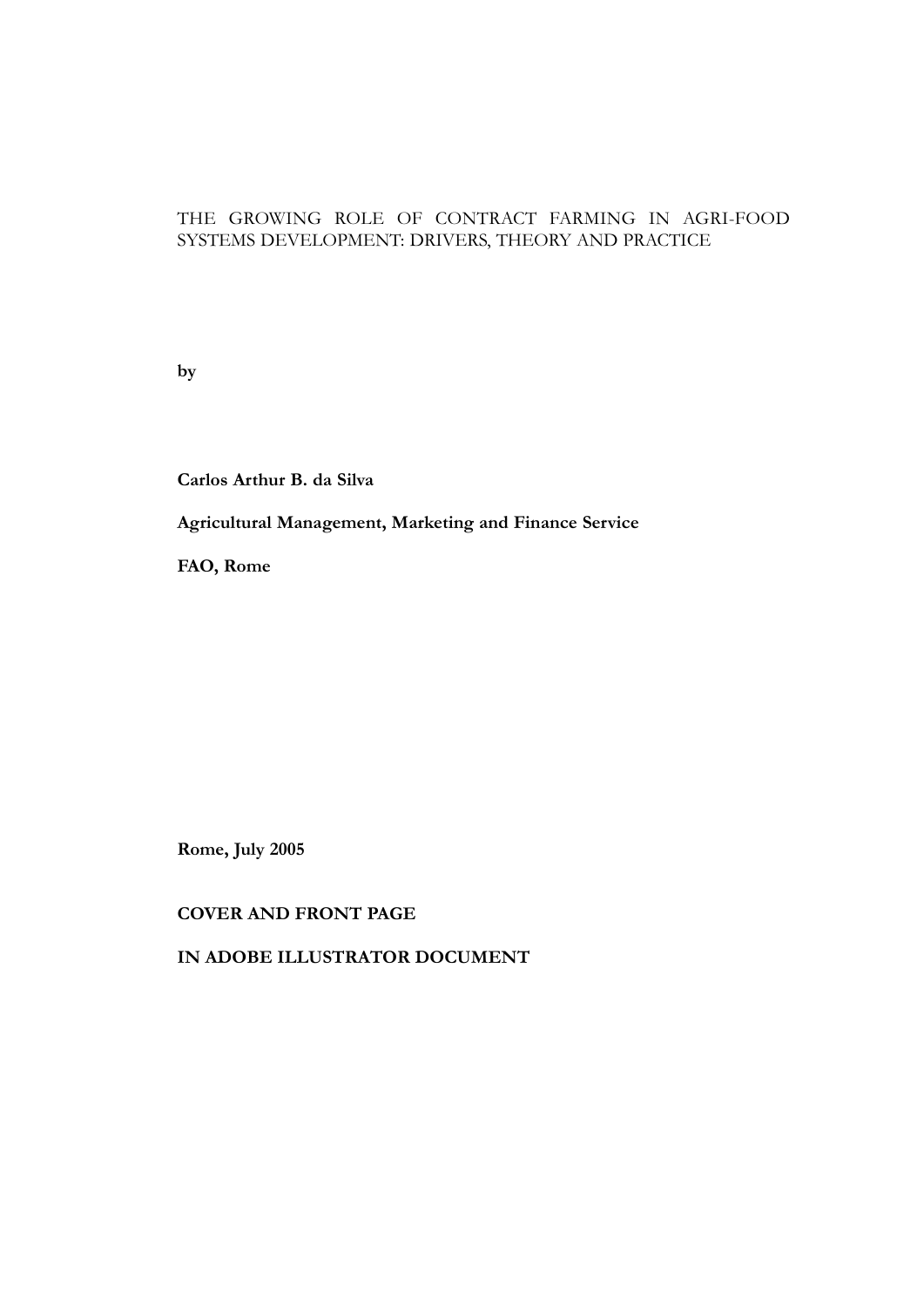# THE GROWING ROLE OF CONTRACT FARMING IN AGRI-FOOD SYSTEMS DEVELOPMENT: DRIVERS, THEORY AND PRACTICE

**by**

**Carlos Arthur B. da Silva**

**Agricultural Management, Marketing and Finance Service**

**FAO, Rome**

**Rome, July 2005**

**COVER AND FRONT PAGE**

**IN ADOBE ILLUSTRATOR DOCUMENT**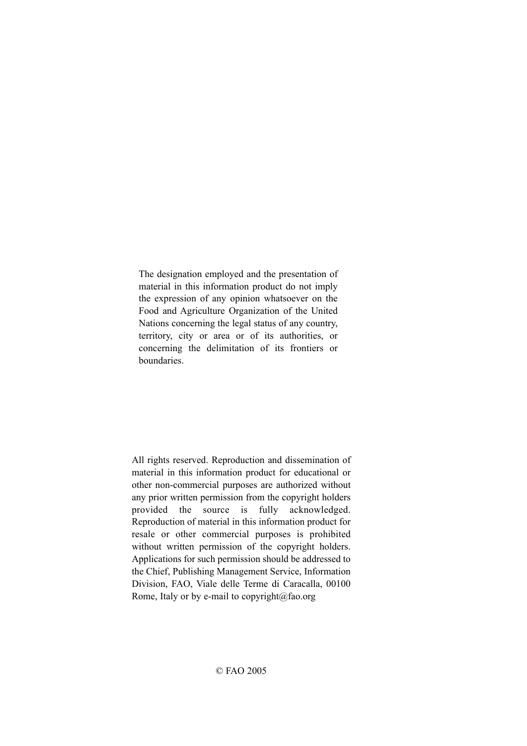The designation employed and the presentation of material in this information product do not imply the expression of any opinion whatsoever on the Food and Agriculture Organization of the United Nations concerning the legal status of any country, territory, city or area or of its authorities, or concerning the delimitation of its frontiers or boundaries.

All rights reserved. Reproduction and dissemination of material in this information product for educational or other non-commercial purposes are authorized without any prior written permission from the copyright holders provided the source is fully acknowledged. Reproduction of material in this information product for resale or other commercial purposes is prohibited without written permission of the copyright holders. Applications for such permission should be addressed to the Chief, Publishing Management Service, Information Division, FAO, Viale delle Terme di Caracalla, 00100 Rome, Italy or by e-mail to copyright@fao.org

© FAO 2005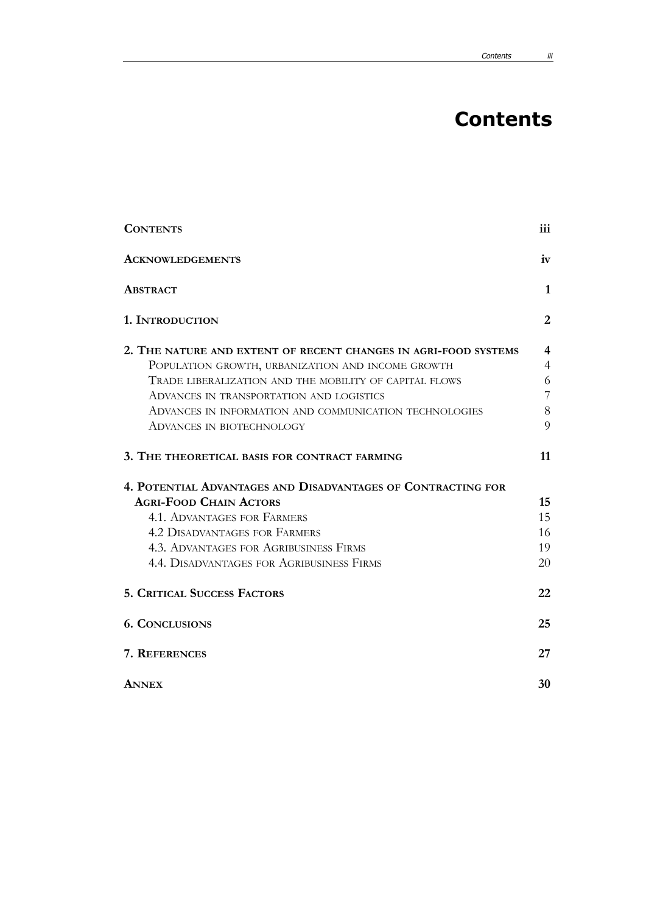# Contents

| | |
|---|---|
| **CONTENTS** | **iii** |
| **ACKNOWLEDGEMENTS** | **iv** |
| **ABSTRACT** | **1** |
| **1. INTRODUCTION** | **2** |
| **2. THE NATURE AND EXTENT OF RECENT CHANGES IN AGRI-FOOD SYSTEMS** | **4** |
| POPULATION GROWTH, URBANIZATION AND INCOME GROWTH | 4 |
| TRADE LIBERALIZATION AND THE MOBILITY OF CAPITAL FLOWS | 6 |
| ADVANCES IN TRANSPORTATION AND LOGISTICS | 7 |
| ADVANCES IN INFORMATION AND COMMUNICATION TECHNOLOGIES | 8 |
| ADVANCES IN BIOTECHNOLOGY | 9 |
| **3. THE THEORETICAL BASIS FOR CONTRACT FARMING** | **11** |
| **4. POTENTIAL ADVANTAGES AND DISADVANTAGES OF CONTRACTING FOR AGRI-FOOD CHAIN ACTORS** | **15** |
| 4.1. ADVANTAGES FOR FARMERS | 15 |
| 4.2 DISADVANTAGES FOR FARMERS | 16 |
| 4.3. ADVANTAGES FOR AGRIBUSINESS FIRMS | 19 |
| 4.4. DISADVANTAGES FOR AGRIBUSINESS FIRMS | 20 |
| **5. CRITICAL SUCCESS FACTORS** | **22** |
| **6. CONCLUSIONS** | **25** |
| **7. REFERENCES** | **27** |
| **ANNEX** | **30** |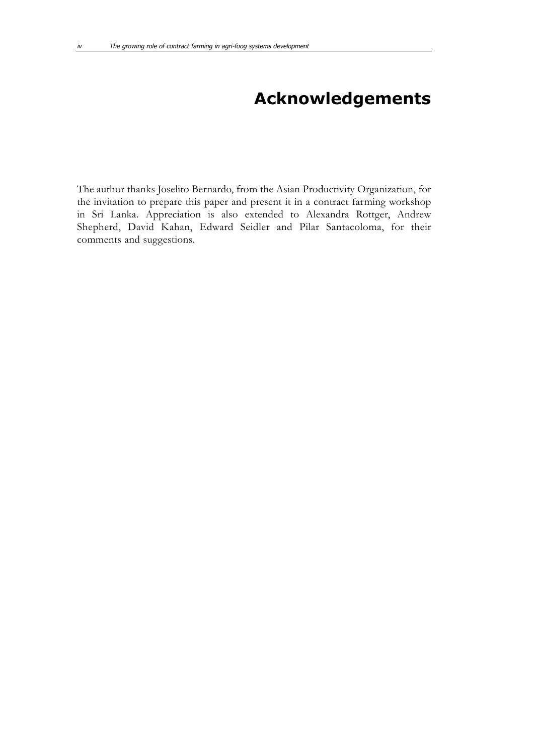# Acknowledgements

The author thanks Joselito Bernardo, from the Asian Productivity Organization, for the invitation to prepare this paper and present it in a contract farming workshop in Sri Lanka. Appreciation is also extended to Alexandra Rottger, Andrew Shepherd, David Kahan, Edward Seidler and Pilar Santacoloma, for their comments and suggestions.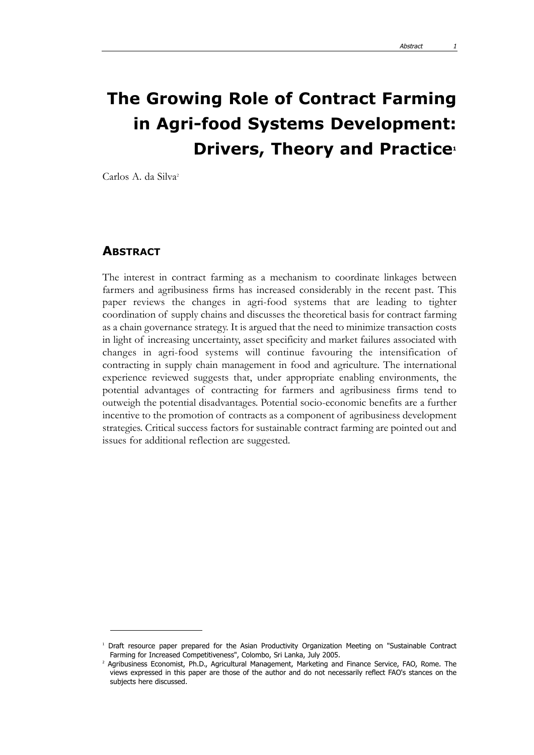# The Growing Role of Contract Farming in Agri-food Systems Development: Drivers, Theory and Practice[1]

Carlos A. da Silva[2]

## ABSTRACT

The interest in contract farming as a mechanism to coordinate linkages between farmers and agribusiness firms has increased considerably in the recent past. This paper reviews the changes in agri-food systems that are leading to tighter coordination of supply chains and discusses the theoretical basis for contract farming as a chain governance strategy. It is argued that the need to minimize transaction costs in light of increasing uncertainty, asset specificity and market failures associated with changes in agri-food systems will continue favouring the intensification of contracting in supply chain management in food and agriculture. The international experience reviewed suggests that, under appropriate enabling environments, the potential advantages of contracting for farmers and agribusiness firms tend to outweigh the potential disadvantages. Potential socio-economic benefits are a further incentive to the promotion of contracts as a component of agribusiness development strategies. Critical success factors for sustainable contract farming are pointed out and issues for additional reflection are suggested.

---

[1] Draft resource paper prepared for the Asian Productivity Organization Meeting on "Sustainable Contract Farming for Increased Competitiveness", Colombo, Sri Lanka, July 2005.

[2] Agribusiness Economist, Ph.D., Agricultural Management, Marketing and Finance Service, FAO, Rome. The views expressed in this paper are those of the author and do not necessarily reflect FAO's stances on the subjects here discussed.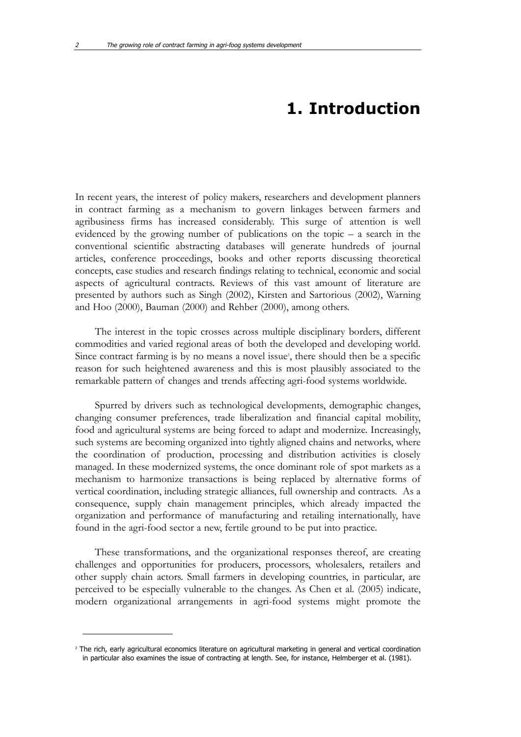# 1. Introduction

In recent years, the interest of policy makers, researchers and development planners in contract farming as a mechanism to govern linkages between farmers and agribusiness firms has increased considerably. This surge of attention is well evidenced by the growing number of publications on the topic – a search in the conventional scientific abstracting databases will generate hundreds of journal articles, conference proceedings, books and other reports discussing theoretical concepts, case studies and research findings relating to technical, economic and social aspects of agricultural contracts. Reviews of this vast amount of literature are presented by authors such as Singh (2002), Kirsten and Sartorious (2002), Warning and Hoo (2000), Bauman (2000) and Rehber (2000), among others.

The interest in the topic crosses across multiple disciplinary borders, different commodities and varied regional areas of both the developed and developing world. Since contract farming is by no means a novel issue[3], there should then be a specific reason for such heightened awareness and this is most plausibly associated to the remarkable pattern of changes and trends affecting agri-food systems worldwide.

Spurred by drivers such as technological developments, demographic changes, changing consumer preferences, trade liberalization and financial capital mobility, food and agricultural systems are being forced to adapt and modernize. Increasingly, such systems are becoming organized into tightly aligned chains and networks, where the coordination of production, processing and distribution activities is closely managed. In these modernized systems, the once dominant role of spot markets as a mechanism to harmonize transactions is being replaced by alternative forms of vertical coordination, including strategic alliances, full ownership and contracts. As a consequence, supply chain management principles, which already impacted the organization and performance of manufacturing and retailing internationally, have found in the agri-food sector a new, fertile ground to be put into practice.

These transformations, and the organizational responses thereof, are creating challenges and opportunities for producers, processors, wholesalers, retailers and other supply chain actors. Small farmers in developing countries, in particular, are perceived to be especially vulnerable to the changes. As Chen et al. (2005) indicate, modern organizational arrangements in agri-food systems might promote the

[3] The rich, early agricultural economics literature on agricultural marketing in general and vertical coordination in particular also examines the issue of contracting at length. See, for instance, Helmberger et al. (1981).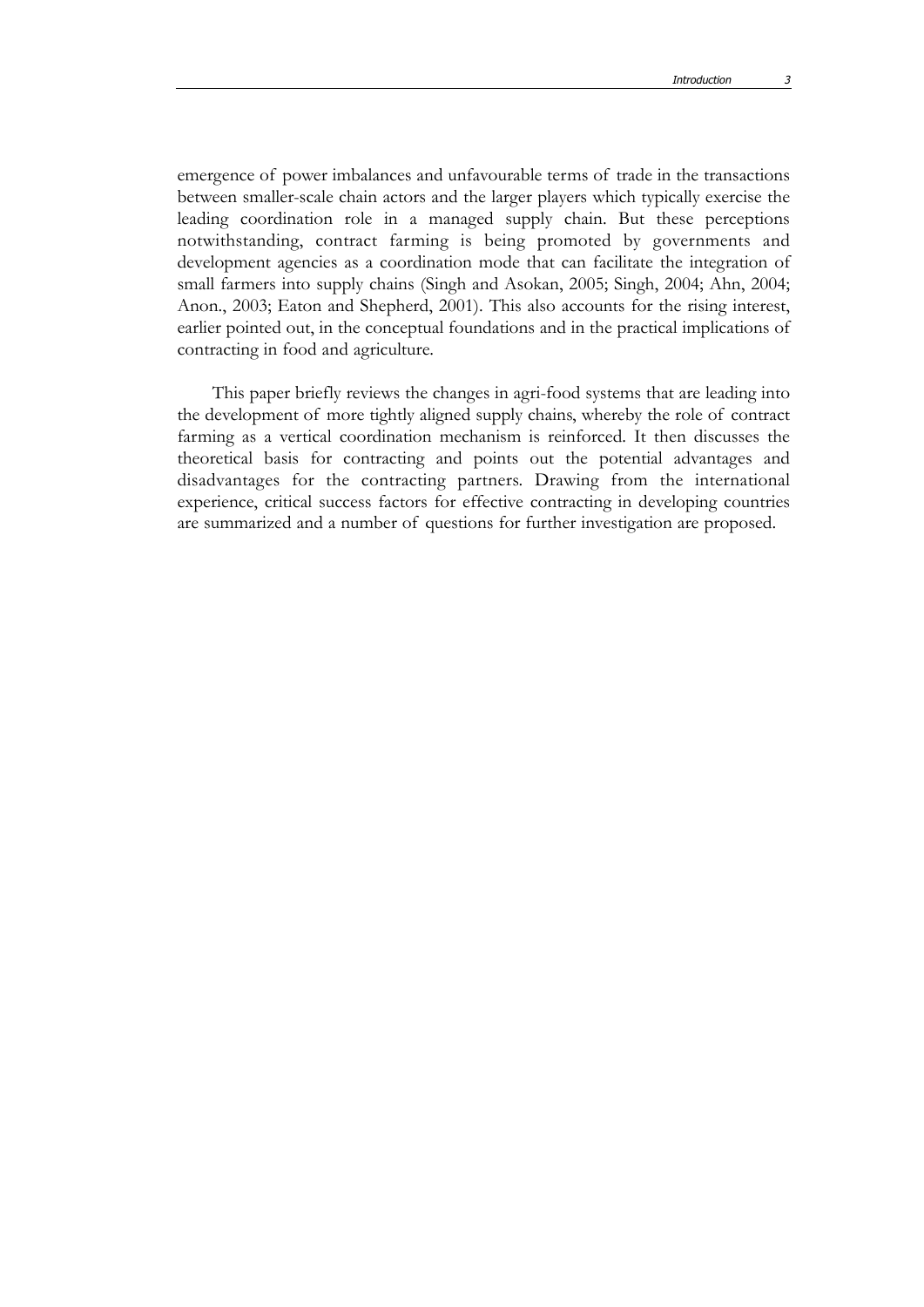emergence of power imbalances and unfavourable terms of trade in the transactions between smaller-scale chain actors and the larger players which typically exercise the leading coordination role in a managed supply chain. But these perceptions notwithstanding, contract farming is being promoted by governments and development agencies as a coordination mode that can facilitate the integration of small farmers into supply chains (Singh and Asokan, 2005; Singh, 2004; Ahn, 2004; Anon., 2003; Eaton and Shepherd, 2001). This also accounts for the rising interest, earlier pointed out, in the conceptual foundations and in the practical implications of contracting in food and agriculture.

This paper briefly reviews the changes in agri-food systems that are leading into the development of more tightly aligned supply chains, whereby the role of contract farming as a vertical coordination mechanism is reinforced. It then discusses the theoretical basis for contracting and points out the potential advantages and disadvantages for the contracting partners. Drawing from the international experience, critical success factors for effective contracting in developing countries are summarized and a number of questions for further investigation are proposed.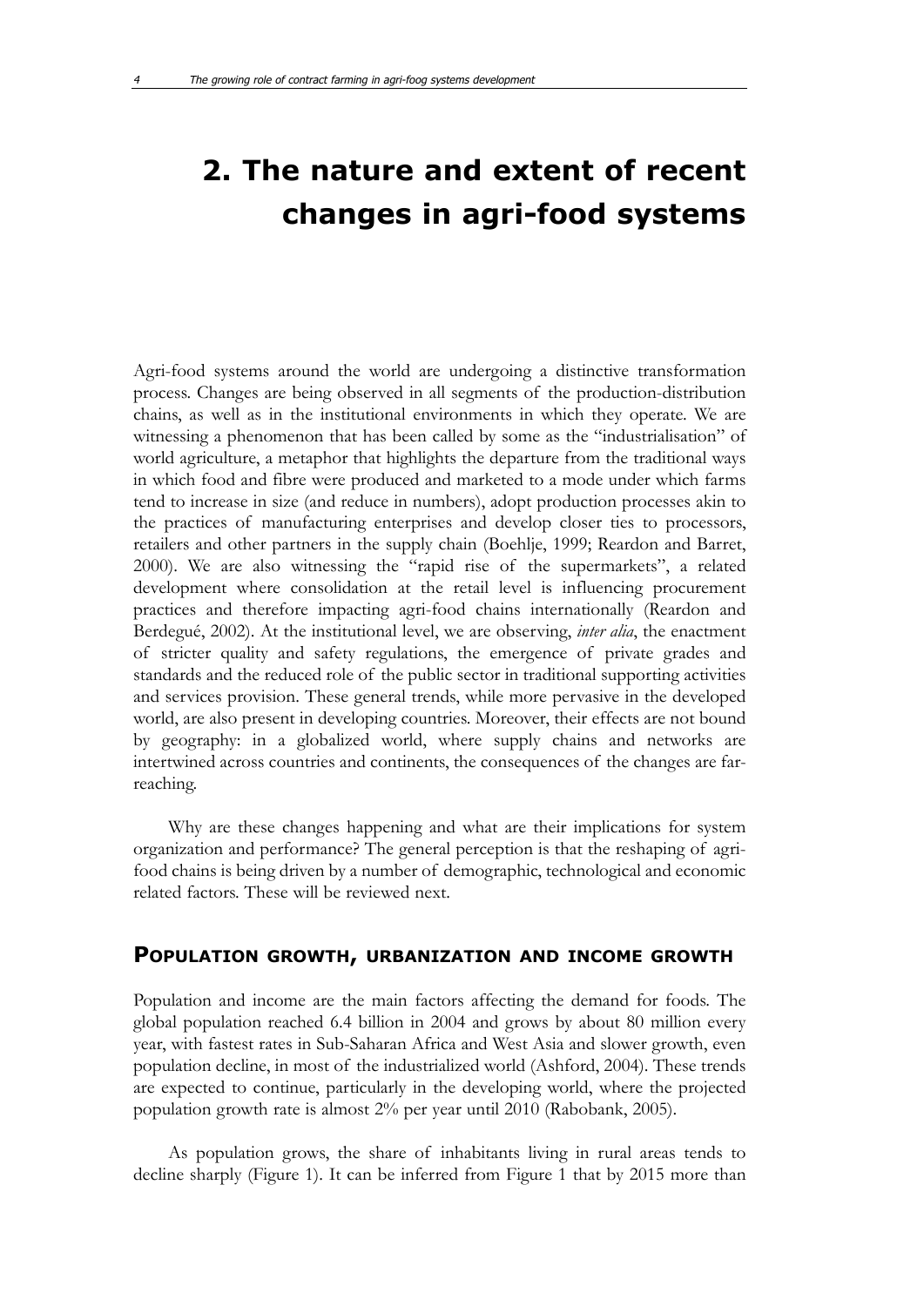# 2. The nature and extent of recent changes in agri-food systems

Agri-food systems around the world are undergoing a distinctive transformation process. Changes are being observed in all segments of the production-distribution chains, as well as in the institutional environments in which they operate. We are witnessing a phenomenon that has been called by some as the "industrialisation" of world agriculture, a metaphor that highlights the departure from the traditional ways in which food and fibre were produced and marketed to a mode under which farms tend to increase in size (and reduce in numbers), adopt production processes akin to the practices of manufacturing enterprises and develop closer ties to processors, retailers and other partners in the supply chain (Boehlje, 1999; Reardon and Barret, 2000). We are also witnessing the "rapid rise of the supermarkets", a related development where consolidation at the retail level is influencing procurement practices and therefore impacting agri-food chains internationally (Reardon and Berdegué, 2002). At the institutional level, we are observing, *inter alia*, the enactment of stricter quality and safety regulations, the emergence of private grades and standards and the reduced role of the public sector in traditional supporting activities and services provision. These general trends, while more pervasive in the developed world, are also present in developing countries. Moreover, their effects are not bound by geography: in a globalized world, where supply chains and networks are intertwined across countries and continents, the consequences of the changes are far-reaching.

Why are these changes happening and what are their implications for system organization and performance? The general perception is that the reshaping of agri-food chains is being driven by a number of demographic, technological and economic related factors. These will be reviewed next.

## Population growth, urbanization and income growth

Population and income are the main factors affecting the demand for foods. The global population reached 6.4 billion in 2004 and grows by about 80 million every year, with fastest rates in Sub-Saharan Africa and West Asia and slower growth, even population decline, in most of the industrialized world (Ashford, 2004). These trends are expected to continue, particularly in the developing world, where the projected population growth rate is almost 2% per year until 2010 (Rabobank, 2005).

As population grows, the share of inhabitants living in rural areas tends to decline sharply (Figure 1). It can be inferred from Figure 1 that by 2015 more than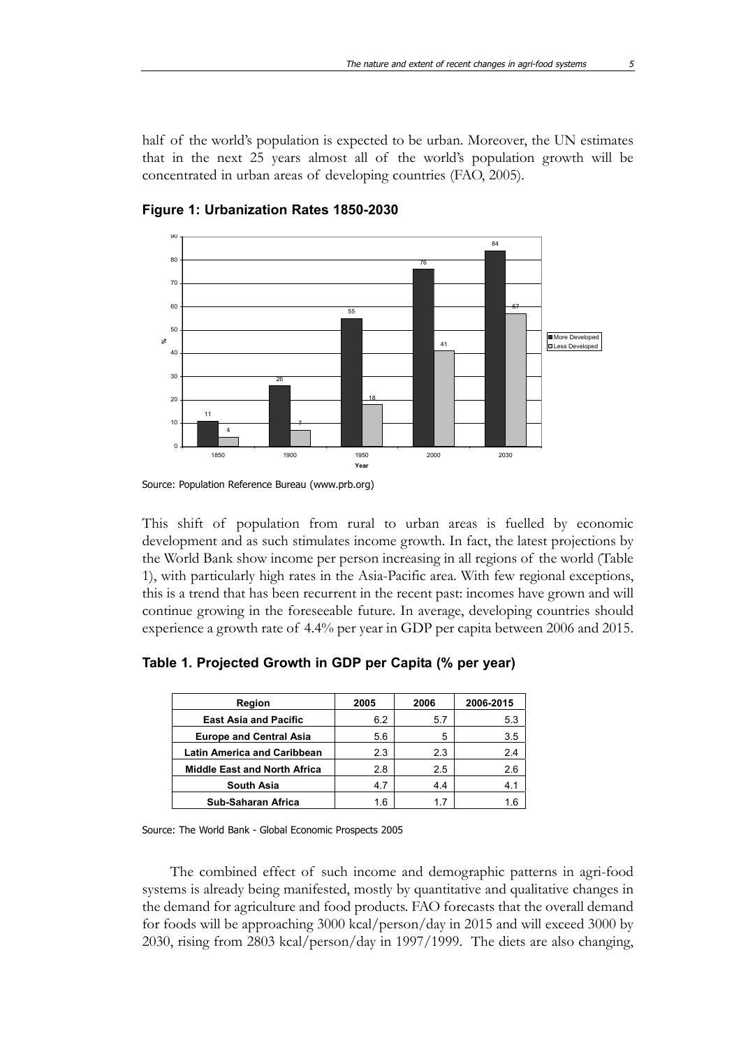half of the world's population is expected to be urban. Moreover, the UN estimates that in the next 25 years almost all of the world's population growth will be concentrated in urban areas of developing countries (FAO, 2005).

**Figure 1: Urbanization Rates 1850-2030**

Source: Population Reference Bureau (www.prb.org)

This shift of population from rural to urban areas is fuelled by economic development and as such stimulates income growth. In fact, the latest projections by the World Bank show income per person increasing in all regions of the world (Table 1), with particularly high rates in the Asia-Pacific area. With few regional exceptions, this is a trend that has been recurrent in the recent past: incomes have grown and will continue growing in the foreseeable future. In average, developing countries should experience a growth rate of 4.4% per year in GDP per capita between 2006 and 2015.

**Table 1. Projected Growth in GDP per Capita (% per year)**

| Region | 2005 | 2006 | 2006-2015 |
|---|---|---|---|
| **East Asia and Pacific** | 6.2 | 5.7 | 5.3 |
| **Europe and Central Asia** | 5.6 | 5 | 3.5 |
| **Latin America and Caribbean** | 2.3 | 2.3 | 2.4 |
| **Middle East and North Africa** | 2.8 | 2.5 | 2.6 |
| **South Asia** | 4.7 | 4.4 | 4.1 |
| **Sub-Saharan Africa** | 1.6 | 1.7 | 1.6 |

Source: The World Bank - Global Economic Prospects 2005

The combined effect of such income and demographic patterns in agri-food systems is already being manifested, mostly by quantitative and qualitative changes in the demand for agriculture and food products. FAO forecasts that the overall demand for foods will be approaching 3000 kcal/person/day in 2015 and will exceed 3000 by 2030, rising from 2803 kcal/person/day in 1997/1999. The diets are also changing,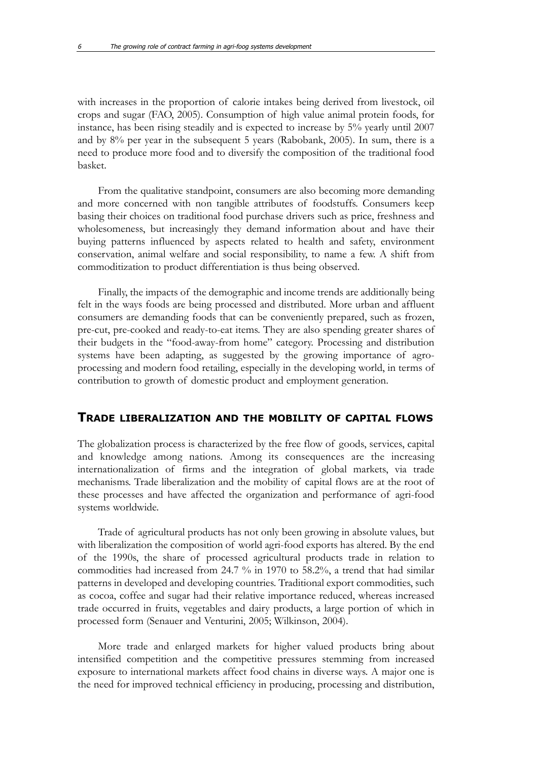with increases in the proportion of calorie intakes being derived from livestock, oil crops and sugar (FAO, 2005). Consumption of high value animal protein foods, for instance, has been rising steadily and is expected to increase by 5% yearly until 2007 and by 8% per year in the subsequent 5 years (Rabobank, 2005). In sum, there is a need to produce more food and to diversify the composition of the traditional food basket.

From the qualitative standpoint, consumers are also becoming more demanding and more concerned with non tangible attributes of foodstuffs. Consumers keep basing their choices on traditional food purchase drivers such as price, freshness and wholesomeness, but increasingly they demand information about and have their buying patterns influenced by aspects related to health and safety, environment conservation, animal welfare and social responsibility, to name a few. A shift from commoditization to product differentiation is thus being observed.

Finally, the impacts of the demographic and income trends are additionally being felt in the ways foods are being processed and distributed. More urban and affluent consumers are demanding foods that can be conveniently prepared, such as frozen, pre-cut, pre-cooked and ready-to-eat items. They are also spending greater shares of their budgets in the "food-away-from home" category. Processing and distribution systems have been adapting, as suggested by the growing importance of agro-processing and modern food retailing, especially in the developing world, in terms of contribution to growth of domestic product and employment generation.

## TRADE LIBERALIZATION AND THE MOBILITY OF CAPITAL FLOWS

The globalization process is characterized by the free flow of goods, services, capital and knowledge among nations. Among its consequences are the increasing internationalization of firms and the integration of global markets, via trade mechanisms. Trade liberalization and the mobility of capital flows are at the root of these processes and have affected the organization and performance of agri-food systems worldwide.

Trade of agricultural products has not only been growing in absolute values, but with liberalization the composition of world agri-food exports has altered. By the end of the 1990s, the share of processed agricultural products trade in relation to commodities had increased from 24.7 % in 1970 to 58.2%, a trend that had similar patterns in developed and developing countries. Traditional export commodities, such as cocoa, coffee and sugar had their relative importance reduced, whereas increased trade occurred in fruits, vegetables and dairy products, a large portion of which in processed form (Senauer and Venturini, 2005; Wilkinson, 2004).

More trade and enlarged markets for higher valued products bring about intensified competition and the competitive pressures stemming from increased exposure to international markets affect food chains in diverse ways. A major one is the need for improved technical efficiency in producing, processing and distribution,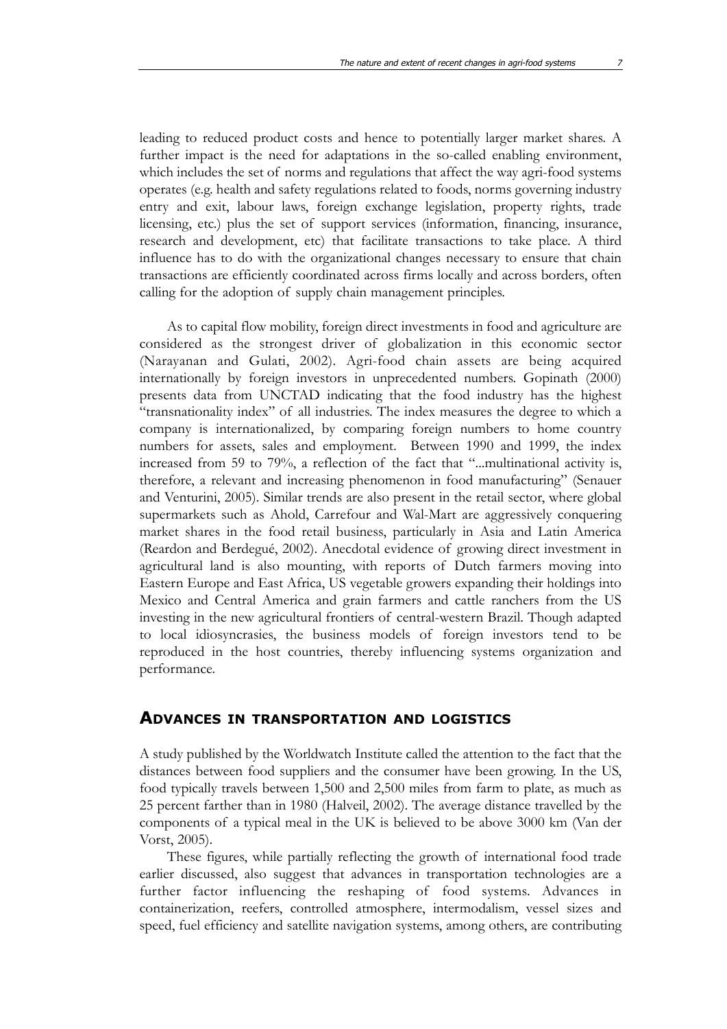leading to reduced product costs and hence to potentially larger market shares. A further impact is the need for adaptations in the so-called enabling environment, which includes the set of norms and regulations that affect the way agri-food systems operates (e.g. health and safety regulations related to foods, norms governing industry entry and exit, labour laws, foreign exchange legislation, property rights, trade licensing, etc.) plus the set of support services (information, financing, insurance, research and development, etc) that facilitate transactions to take place. A third influence has to do with the organizational changes necessary to ensure that chain transactions are efficiently coordinated across firms locally and across borders, often calling for the adoption of supply chain management principles.

As to capital flow mobility, foreign direct investments in food and agriculture are considered as the strongest driver of globalization in this economic sector (Narayanan and Gulati, 2002). Agri-food chain assets are being acquired internationally by foreign investors in unprecedented numbers. Gopinath (2000) presents data from UNCTAD indicating that the food industry has the highest "transnationality index" of all industries. The index measures the degree to which a company is internationalized, by comparing foreign numbers to home country numbers for assets, sales and employment. Between 1990 and 1999, the index increased from 59 to 79%, a reflection of the fact that "...multinational activity is, therefore, a relevant and increasing phenomenon in food manufacturing" (Senauer and Venturini, 2005). Similar trends are also present in the retail sector, where global supermarkets such as Ahold, Carrefour and Wal-Mart are aggressively conquering market shares in the food retail business, particularly in Asia and Latin America (Reardon and Berdegué, 2002). Anecdotal evidence of growing direct investment in agricultural land is also mounting, with reports of Dutch farmers moving into Eastern Europe and East Africa, US vegetable growers expanding their holdings into Mexico and Central America and grain farmers and cattle ranchers from the US investing in the new agricultural frontiers of central-western Brazil. Though adapted to local idiosyncrasies, the business models of foreign investors tend to be reproduced in the host countries, thereby influencing systems organization and performance.

## Advances in transportation and logistics

A study published by the Worldwatch Institute called the attention to the fact that the distances between food suppliers and the consumer have been growing. In the US, food typically travels between 1,500 and 2,500 miles from farm to plate, as much as 25 percent farther than in 1980 (Halveil, 2002). The average distance travelled by the components of a typical meal in the UK is believed to be above 3000 km (Van der Vorst, 2005).

These figures, while partially reflecting the growth of international food trade earlier discussed, also suggest that advances in transportation technologies are a further factor influencing the reshaping of food systems. Advances in containerization, reefers, controlled atmosphere, intermodalism, vessel sizes and speed, fuel efficiency and satellite navigation systems, among others, are contributing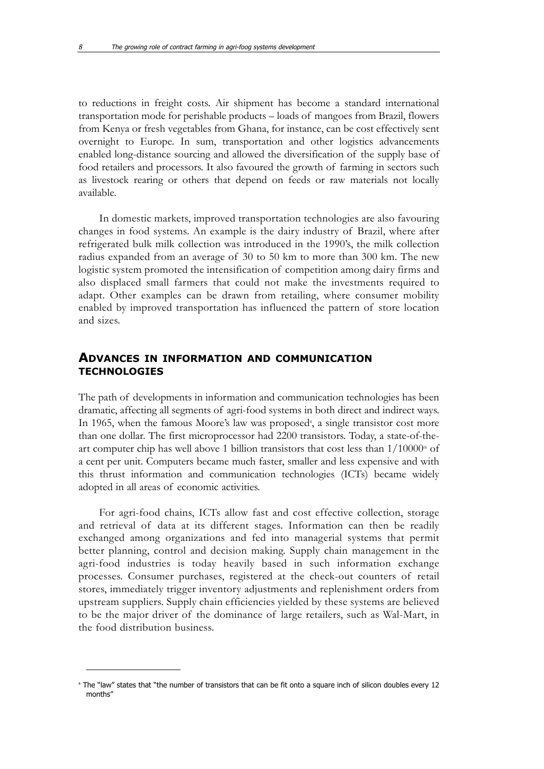to reductions in freight costs. Air shipment has become a standard international transportation mode for perishable products – loads of mangoes from Brazil, flowers from Kenya or fresh vegetables from Ghana, for instance, can be cost effectively sent overnight to Europe. In sum, transportation and other logistics advancements enabled long-distance sourcing and allowed the diversification of the supply base of food retailers and processors. It also favoured the growth of farming in sectors such as livestock rearing or others that depend on feeds or raw materials not locally available.

In domestic markets, improved transportation technologies are also favouring changes in food systems. An example is the dairy industry of Brazil, where after refrigerated bulk milk collection was introduced in the 1990's, the milk collection radius expanded from an average of 30 to 50 km to more than 300 km. The new logistic system promoted the intensification of competition among dairy firms and also displaced small farmers that could not make the investments required to adapt. Other examples can be drawn from retailing, where consumer mobility enabled by improved transportation has influenced the pattern of store location and sizes.

## ADVANCES IN INFORMATION AND COMMUNICATION TECHNOLOGIES

The path of developments in information and communication technologies has been dramatic, affecting all segments of agri-food systems in both direct and indirect ways. In 1965, when the famous Moore's law was proposed[4], a single transistor cost more than one dollar. The first microprocessor had 2200 transistors. Today, a state-of-the-art computer chip has well above 1 billion transistors that cost less than 1/10000[th] of a cent per unit. Computers became much faster, smaller and less expensive and with this thrust information and communication technologies (ICTs) became widely adopted in all areas of economic activities.

For agri-food chains, ICTs allow fast and cost effective collection, storage and retrieval of data at its different stages. Information can then be readily exchanged among organizations and fed into managerial systems that permit better planning, control and decision making. Supply chain management in the agri-food industries is today heavily based in such information exchange processes. Consumer purchases, registered at the check-out counters of retail stores, immediately trigger inventory adjustments and replenishment orders from upstream suppliers. Supply chain efficiencies yielded by these systems are believed to be the major driver of the dominance of large retailers, such as Wal-Mart, in the food distribution business.

---

[4] The "law" states that "the number of transistors that can be fit onto a square inch of silicon doubles every 12 months"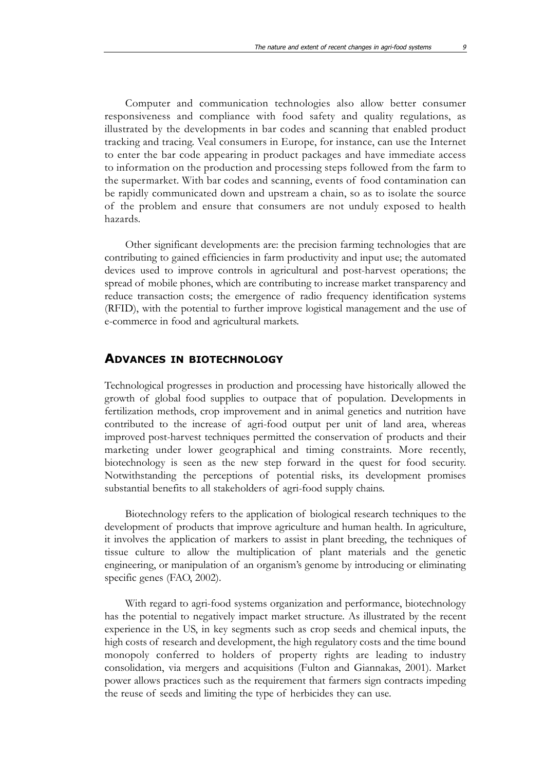Computer and communication technologies also allow better consumer responsiveness and compliance with food safety and quality regulations, as illustrated by the developments in bar codes and scanning that enabled product tracking and tracing. Veal consumers in Europe, for instance, can use the Internet to enter the bar code appearing in product packages and have immediate access to information on the production and processing steps followed from the farm to the supermarket. With bar codes and scanning, events of food contamination can be rapidly communicated down and upstream a chain, so as to isolate the source of the problem and ensure that consumers are not unduly exposed to health hazards.

Other significant developments are: the precision farming technologies that are contributing to gained efficiencies in farm productivity and input use; the automated devices used to improve controls in agricultural and post-harvest operations; the spread of mobile phones, which are contributing to increase market transparency and reduce transaction costs; the emergence of radio frequency identification systems (RFID), with the potential to further improve logistical management and the use of e-commerce in food and agricultural markets.

## ADVANCES IN BIOTECHNOLOGY

Technological progresses in production and processing have historically allowed the growth of global food supplies to outpace that of population. Developments in fertilization methods, crop improvement and in animal genetics and nutrition have contributed to the increase of agri-food output per unit of land area, whereas improved post-harvest techniques permitted the conservation of products and their marketing under lower geographical and timing constraints. More recently, biotechnology is seen as the new step forward in the quest for food security. Notwithstanding the perceptions of potential risks, its development promises substantial benefits to all stakeholders of agri-food supply chains.

Biotechnology refers to the application of biological research techniques to the development of products that improve agriculture and human health. In agriculture, it involves the application of markers to assist in plant breeding, the techniques of tissue culture to allow the multiplication of plant materials and the genetic engineering, or manipulation of an organism's genome by introducing or eliminating specific genes (FAO, 2002).

With regard to agri-food systems organization and performance, biotechnology has the potential to negatively impact market structure. As illustrated by the recent experience in the US, in key segments such as crop seeds and chemical inputs, the high costs of research and development, the high regulatory costs and the time bound monopoly conferred to holders of property rights are leading to industry consolidation, via mergers and acquisitions (Fulton and Giannakas, 2001). Market power allows practices such as the requirement that farmers sign contracts impeding the reuse of seeds and limiting the type of herbicides they can use.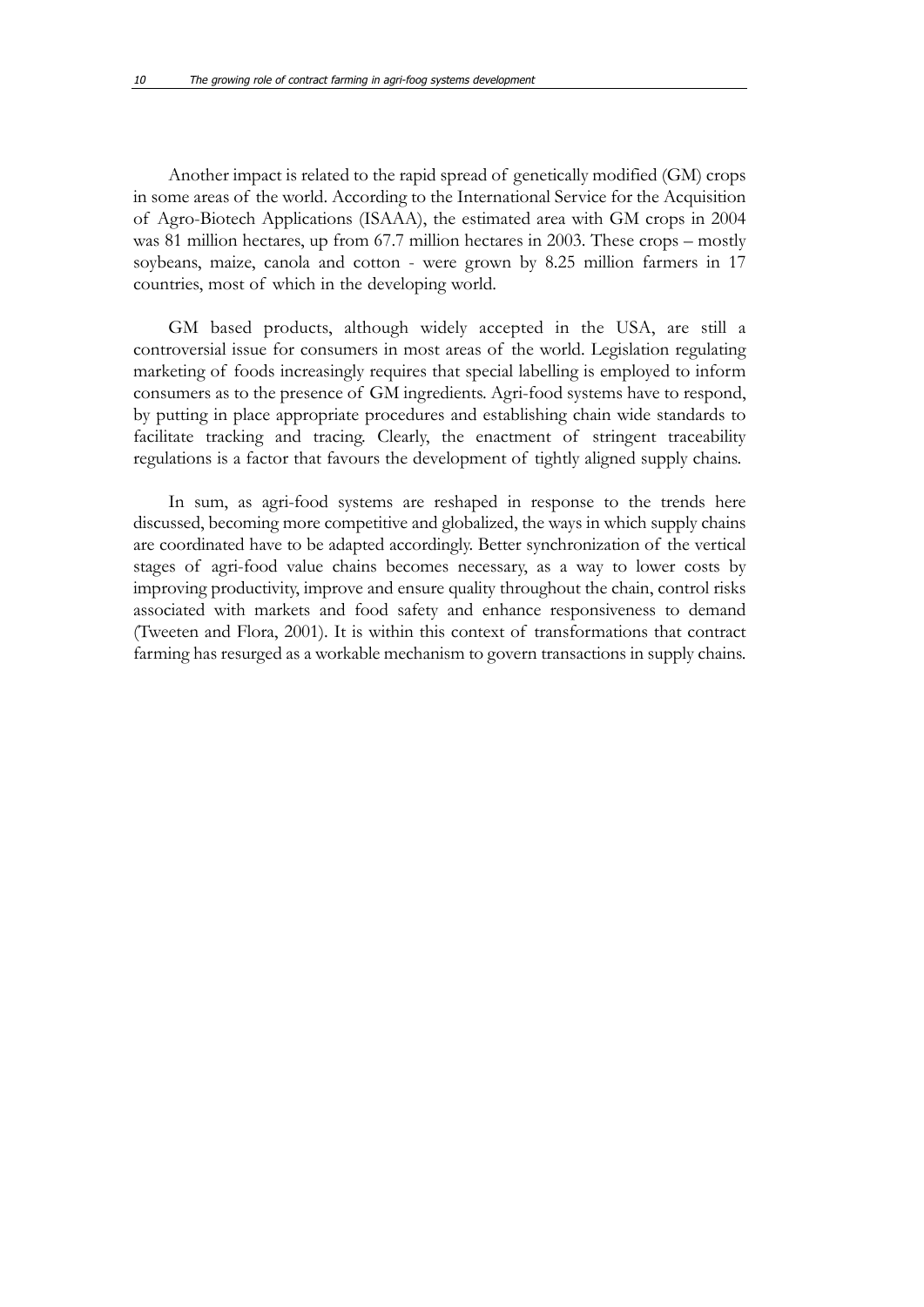Another impact is related to the rapid spread of genetically modified (GM) crops in some areas of the world. According to the International Service for the Acquisition of Agro-Biotech Applications (ISAAA), the estimated area with GM crops in 2004 was 81 million hectares, up from 67.7 million hectares in 2003. These crops – mostly soybeans, maize, canola and cotton - were grown by 8.25 million farmers in 17 countries, most of which in the developing world.

GM based products, although widely accepted in the USA, are still a controversial issue for consumers in most areas of the world. Legislation regulating marketing of foods increasingly requires that special labelling is employed to inform consumers as to the presence of GM ingredients. Agri-food systems have to respond, by putting in place appropriate procedures and establishing chain wide standards to facilitate tracking and tracing. Clearly, the enactment of stringent traceability regulations is a factor that favours the development of tightly aligned supply chains.

In sum, as agri-food systems are reshaped in response to the trends here discussed, becoming more competitive and globalized, the ways in which supply chains are coordinated have to be adapted accordingly. Better synchronization of the vertical stages of agri-food value chains becomes necessary, as a way to lower costs by improving productivity, improve and ensure quality throughout the chain, control risks associated with markets and food safety and enhance responsiveness to demand (Tweeten and Flora, 2001). It is within this context of transformations that contract farming has resurged as a workable mechanism to govern transactions in supply chains.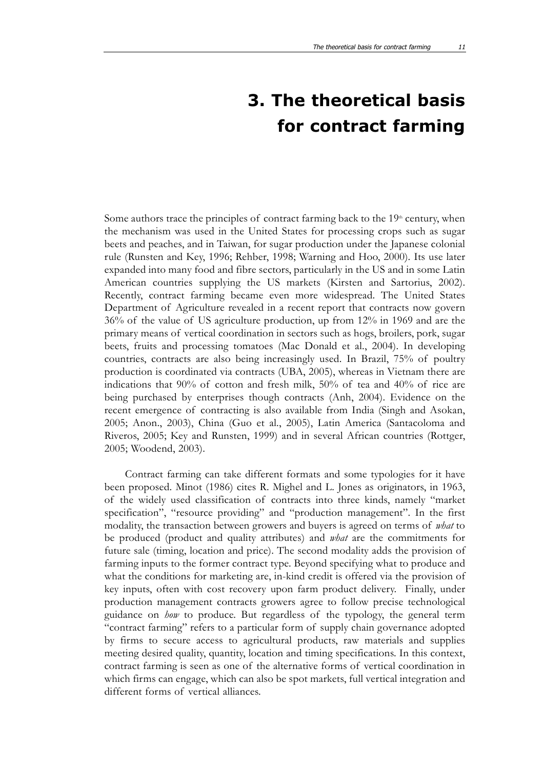# 3. The theoretical basis for contract farming

Some authors trace the principles of contract farming back to the 19$^{th}$ century, when the mechanism was used in the United States for processing crops such as sugar beets and peaches, and in Taiwan, for sugar production under the Japanese colonial rule (Runsten and Key, 1996; Rehber, 1998; Warning and Hoo, 2000). Its use later expanded into many food and fibre sectors, particularly in the US and in some Latin American countries supplying the US markets (Kirsten and Sartorius, 2002). Recently, contract farming became even more widespread. The United States Department of Agriculture revealed in a recent report that contracts now govern 36% of the value of US agriculture production, up from 12% in 1969 and are the primary means of vertical coordination in sectors such as hogs, broilers, pork, sugar beets, fruits and processing tomatoes (Mac Donald et al., 2004). In developing countries, contracts are also being increasingly used. In Brazil, 75% of poultry production is coordinated via contracts (UBA, 2005), whereas in Vietnam there are indications that 90% of cotton and fresh milk, 50% of tea and 40% of rice are being purchased by enterprises though contracts (Anh, 2004). Evidence on the recent emergence of contracting is also available from India (Singh and Asokan, 2005; Anon., 2003), China (Guo et al., 2005), Latin America (Santacoloma and Riveros, 2005; Key and Runsten, 1999) and in several African countries (Rottger, 2005; Woodend, 2003).

Contract farming can take different formats and some typologies for it have been proposed. Minot (1986) cites R. Mighel and L. Jones as originators, in 1963, of the widely used classification of contracts into three kinds, namely "market specification", "resource providing" and "production management". In the first modality, the transaction between growers and buyers is agreed on terms of *what* to be produced (product and quality attributes) and *what* are the commitments for future sale (timing, location and price). The second modality adds the provision of farming inputs to the former contract type. Beyond specifying what to produce and what the conditions for marketing are, in-kind credit is offered via the provision of key inputs, often with cost recovery upon farm product delivery. Finally, under production management contracts growers agree to follow precise technological guidance on *how* to produce. But regardless of the typology, the general term "contract farming" refers to a particular form of supply chain governance adopted by firms to secure access to agricultural products, raw materials and supplies meeting desired quality, quantity, location and timing specifications. In this context, contract farming is seen as one of the alternative forms of vertical coordination in which firms can engage, which can also be spot markets, full vertical integration and different forms of vertical alliances.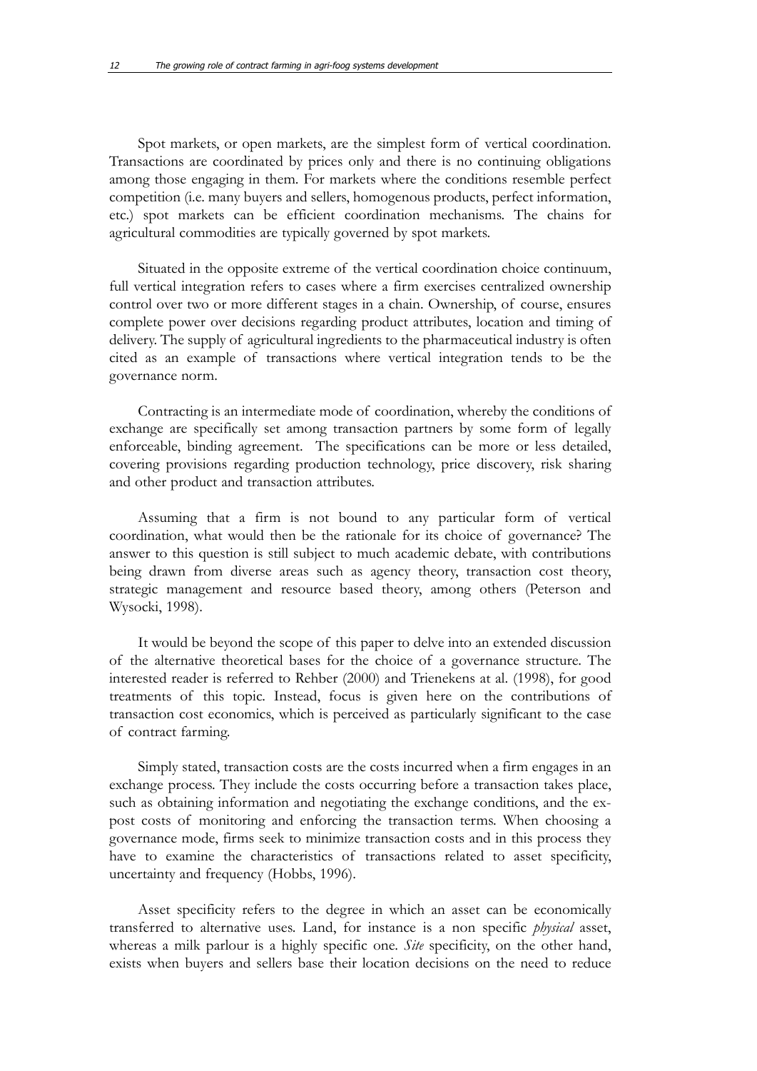Spot markets, or open markets, are the simplest form of vertical coordination. Transactions are coordinated by prices only and there is no continuing obligations among those engaging in them. For markets where the conditions resemble perfect competition (i.e. many buyers and sellers, homogenous products, perfect information, etc.) spot markets can be efficient coordination mechanisms. The chains for agricultural commodities are typically governed by spot markets.

Situated in the opposite extreme of the vertical coordination choice continuum, full vertical integration refers to cases where a firm exercises centralized ownership control over two or more different stages in a chain. Ownership, of course, ensures complete power over decisions regarding product attributes, location and timing of delivery. The supply of agricultural ingredients to the pharmaceutical industry is often cited as an example of transactions where vertical integration tends to be the governance norm.

Contracting is an intermediate mode of coordination, whereby the conditions of exchange are specifically set among transaction partners by some form of legally enforceable, binding agreement. The specifications can be more or less detailed, covering provisions regarding production technology, price discovery, risk sharing and other product and transaction attributes.

Assuming that a firm is not bound to any particular form of vertical coordination, what would then be the rationale for its choice of governance? The answer to this question is still subject to much academic debate, with contributions being drawn from diverse areas such as agency theory, transaction cost theory, strategic management and resource based theory, among others (Peterson and Wysocki, 1998).

It would be beyond the scope of this paper to delve into an extended discussion of the alternative theoretical bases for the choice of a governance structure. The interested reader is referred to Rehber (2000) and Trienekens at al. (1998), for good treatments of this topic. Instead, focus is given here on the contributions of transaction cost economics, which is perceived as particularly significant to the case of contract farming.

Simply stated, transaction costs are the costs incurred when a firm engages in an exchange process. They include the costs occurring before a transaction takes place, such as obtaining information and negotiating the exchange conditions, and the ex-post costs of monitoring and enforcing the transaction terms. When choosing a governance mode, firms seek to minimize transaction costs and in this process they have to examine the characteristics of transactions related to asset specificity, uncertainty and frequency (Hobbs, 1996).

Asset specificity refers to the degree in which an asset can be economically transferred to alternative uses. Land, for instance is a non specific *physical* asset, whereas a milk parlour is a highly specific one. *Site* specificity, on the other hand, exists when buyers and sellers base their location decisions on the need to reduce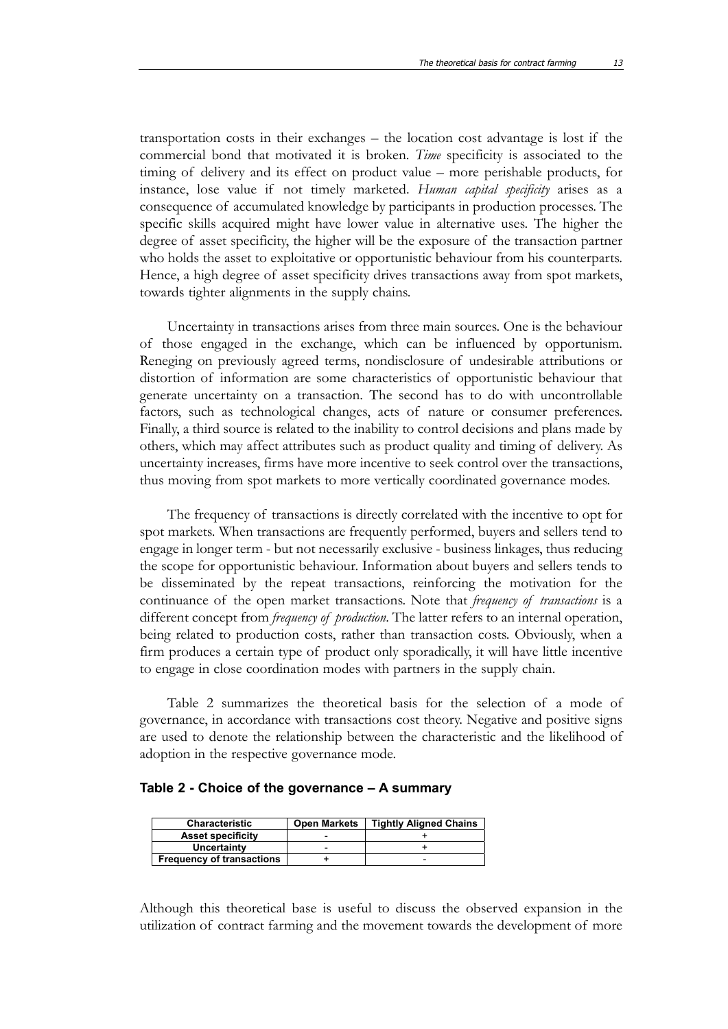transportation costs in their exchanges – the location cost advantage is lost if the commercial bond that motivated it is broken. *Time* specificity is associated to the timing of delivery and its effect on product value – more perishable products, for instance, lose value if not timely marketed. *Human capital specificity* arises as a consequence of accumulated knowledge by participants in production processes. The specific skills acquired might have lower value in alternative uses. The higher the degree of asset specificity, the higher will be the exposure of the transaction partner who holds the asset to exploitative or opportunistic behaviour from his counterparts. Hence, a high degree of asset specificity drives transactions away from spot markets, towards tighter alignments in the supply chains.

Uncertainty in transactions arises from three main sources. One is the behaviour of those engaged in the exchange, which can be influenced by opportunism. Reneging on previously agreed terms, nondisclosure of undesirable attributions or distortion of information are some characteristics of opportunistic behaviour that generate uncertainty on a transaction. The second has to do with uncontrollable factors, such as technological changes, acts of nature or consumer preferences. Finally, a third source is related to the inability to control decisions and plans made by others, which may affect attributes such as product quality and timing of delivery. As uncertainty increases, firms have more incentive to seek control over the transactions, thus moving from spot markets to more vertically coordinated governance modes.

The frequency of transactions is directly correlated with the incentive to opt for spot markets. When transactions are frequently performed, buyers and sellers tend to engage in longer term - but not necessarily exclusive - business linkages, thus reducing the scope for opportunistic behaviour. Information about buyers and sellers tends to be disseminated by the repeat transactions, reinforcing the motivation for the continuance of the open market transactions. Note that *frequency of transactions* is a different concept from *frequency of production*. The latter refers to an internal operation, being related to production costs, rather than transaction costs. Obviously, when a firm produces a certain type of product only sporadically, it will have little incentive to engage in close coordination modes with partners in the supply chain.

Table 2 summarizes the theoretical basis for the selection of a mode of governance, in accordance with transactions cost theory. Negative and positive signs are used to denote the relationship between the characteristic and the likelihood of adoption in the respective governance mode.

**Table 2 - Choice of the governance – A summary**

| Characteristic | Open Markets | Tightly Aligned Chains |
|---|---|---|
| Asset specificity | - | + |
| Uncertainty | - | + |
| Frequency of transactions | + | - |

Although this theoretical base is useful to discuss the observed expansion in the utilization of contract farming and the movement towards the development of more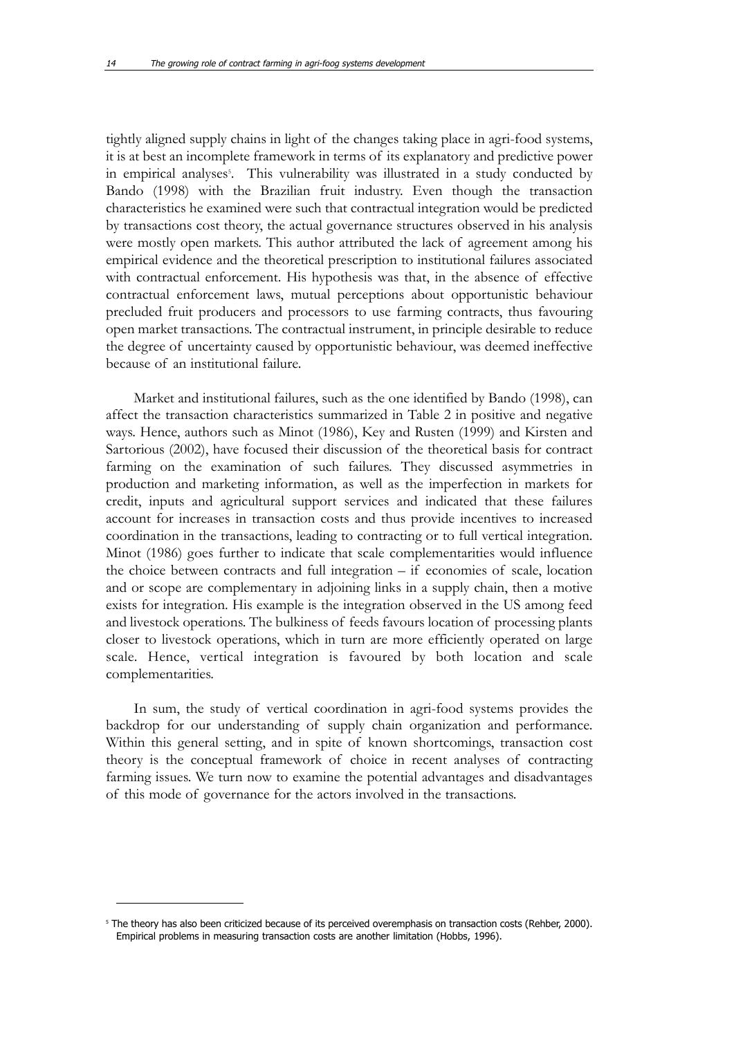tightly aligned supply chains in light of the changes taking place in agri-food systems, it is at best an incomplete framework in terms of its explanatory and predictive power in empirical analyses[5]. This vulnerability was illustrated in a study conducted by Bando (1998) with the Brazilian fruit industry. Even though the transaction characteristics he examined were such that contractual integration would be predicted by transactions cost theory, the actual governance structures observed in his analysis were mostly open markets. This author attributed the lack of agreement among his empirical evidence and the theoretical prescription to institutional failures associated with contractual enforcement. His hypothesis was that, in the absence of effective contractual enforcement laws, mutual perceptions about opportunistic behaviour precluded fruit producers and processors to use farming contracts, thus favouring open market transactions. The contractual instrument, in principle desirable to reduce the degree of uncertainty caused by opportunistic behaviour, was deemed ineffective because of an institutional failure.

Market and institutional failures, such as the one identified by Bando (1998), can affect the transaction characteristics summarized in Table 2 in positive and negative ways. Hence, authors such as Minot (1986), Key and Rusten (1999) and Kirsten and Sartorious (2002), have focused their discussion of the theoretical basis for contract farming on the examination of such failures. They discussed asymmetries in production and marketing information, as well as the imperfection in markets for credit, inputs and agricultural support services and indicated that these failures account for increases in transaction costs and thus provide incentives to increased coordination in the transactions, leading to contracting or to full vertical integration. Minot (1986) goes further to indicate that scale complementarities would influence the choice between contracts and full integration – if economies of scale, location and or scope are complementary in adjoining links in a supply chain, then a motive exists for integration. His example is the integration observed in the US among feed and livestock operations. The bulkiness of feeds favours location of processing plants closer to livestock operations, which in turn are more efficiently operated on large scale. Hence, vertical integration is favoured by both location and scale complementarities.

In sum, the study of vertical coordination in agri-food systems provides the backdrop for our understanding of supply chain organization and performance. Within this general setting, and in spite of known shortcomings, transaction cost theory is the conceptual framework of choice in recent analyses of contracting farming issues. We turn now to examine the potential advantages and disadvantages of this mode of governance for the actors involved in the transactions.

---

[5] The theory has also been criticized because of its perceived overemphasis on transaction costs (Rehber, 2000). Empirical problems in measuring transaction costs are another limitation (Hobbs, 1996).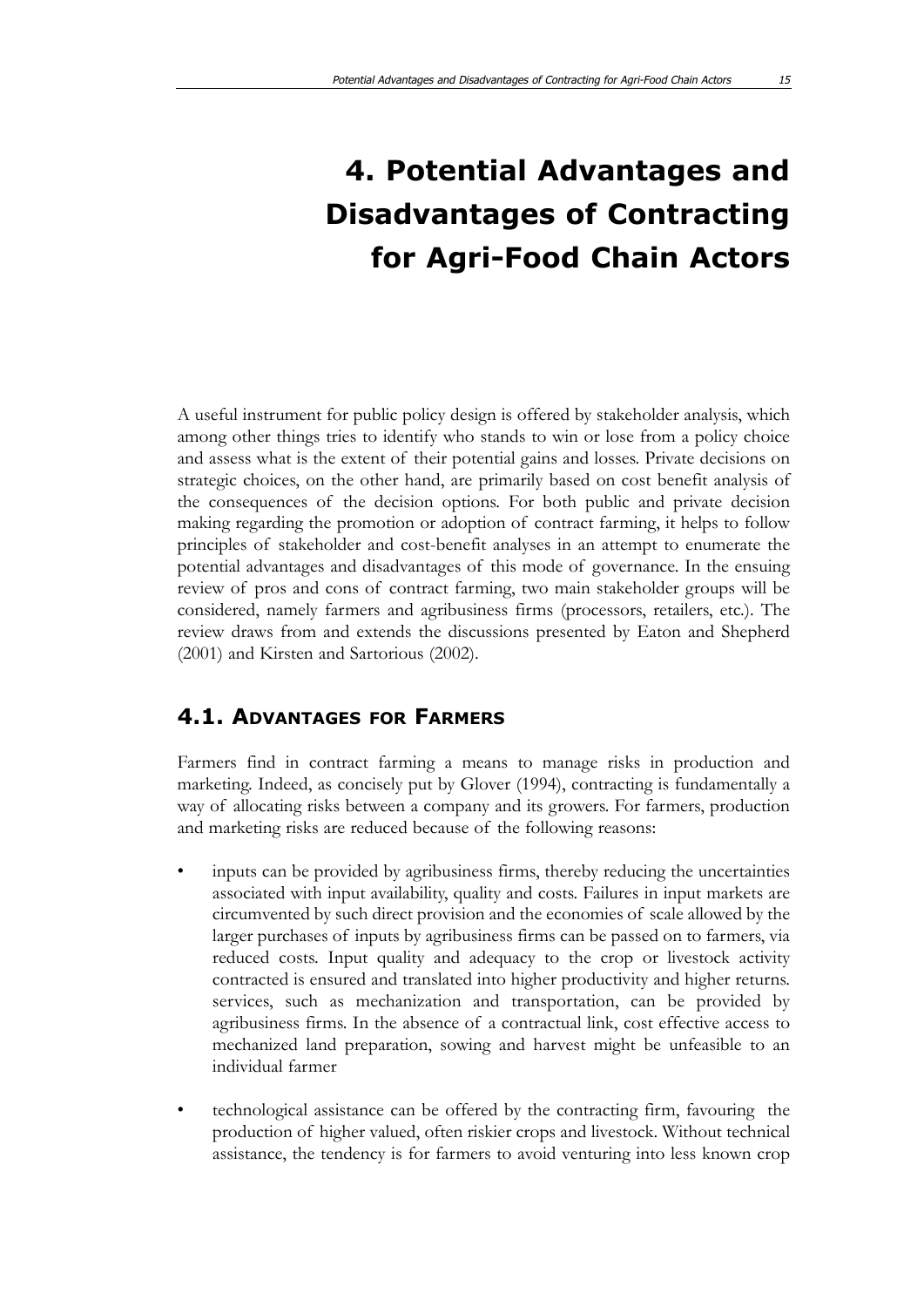# 4. Potential Advantages and Disadvantages of Contracting for Agri-Food Chain Actors

A useful instrument for public policy design is offered by stakeholder analysis, which among other things tries to identify who stands to win or lose from a policy choice and assess what is the extent of their potential gains and losses. Private decisions on strategic choices, on the other hand, are primarily based on cost benefit analysis of the consequences of the decision options. For both public and private decision making regarding the promotion or adoption of contract farming, it helps to follow principles of stakeholder and cost-benefit analyses in an attempt to enumerate the potential advantages and disadvantages of this mode of governance. In the ensuing review of pros and cons of contract farming, two main stakeholder groups will be considered, namely farmers and agribusiness firms (processors, retailers, etc.). The review draws from and extends the discussions presented by Eaton and Shepherd (2001) and Kirsten and Sartorious (2002).

## 4.1. Advantages for Farmers

Farmers find in contract farming a means to manage risks in production and marketing. Indeed, as concisely put by Glover (1994), contracting is fundamentally a way of allocating risks between a company and its growers. For farmers, production and marketing risks are reduced because of the following reasons:

- inputs can be provided by agribusiness firms, thereby reducing the uncertainties associated with input availability, quality and costs. Failures in input markets are circumvented by such direct provision and the economies of scale allowed by the larger purchases of inputs by agribusiness firms can be passed on to farmers, via reduced costs. Input quality and adequacy to the crop or livestock activity contracted is ensured and translated into higher productivity and higher returns. services, such as mechanization and transportation, can be provided by agribusiness firms. In the absence of a contractual link, cost effective access to mechanized land preparation, sowing and harvest might be unfeasible to an individual farmer

- technological assistance can be offered by the contracting firm, favouring the production of higher valued, often riskier crops and livestock. Without technical assistance, the tendency is for farmers to avoid venturing into less known crop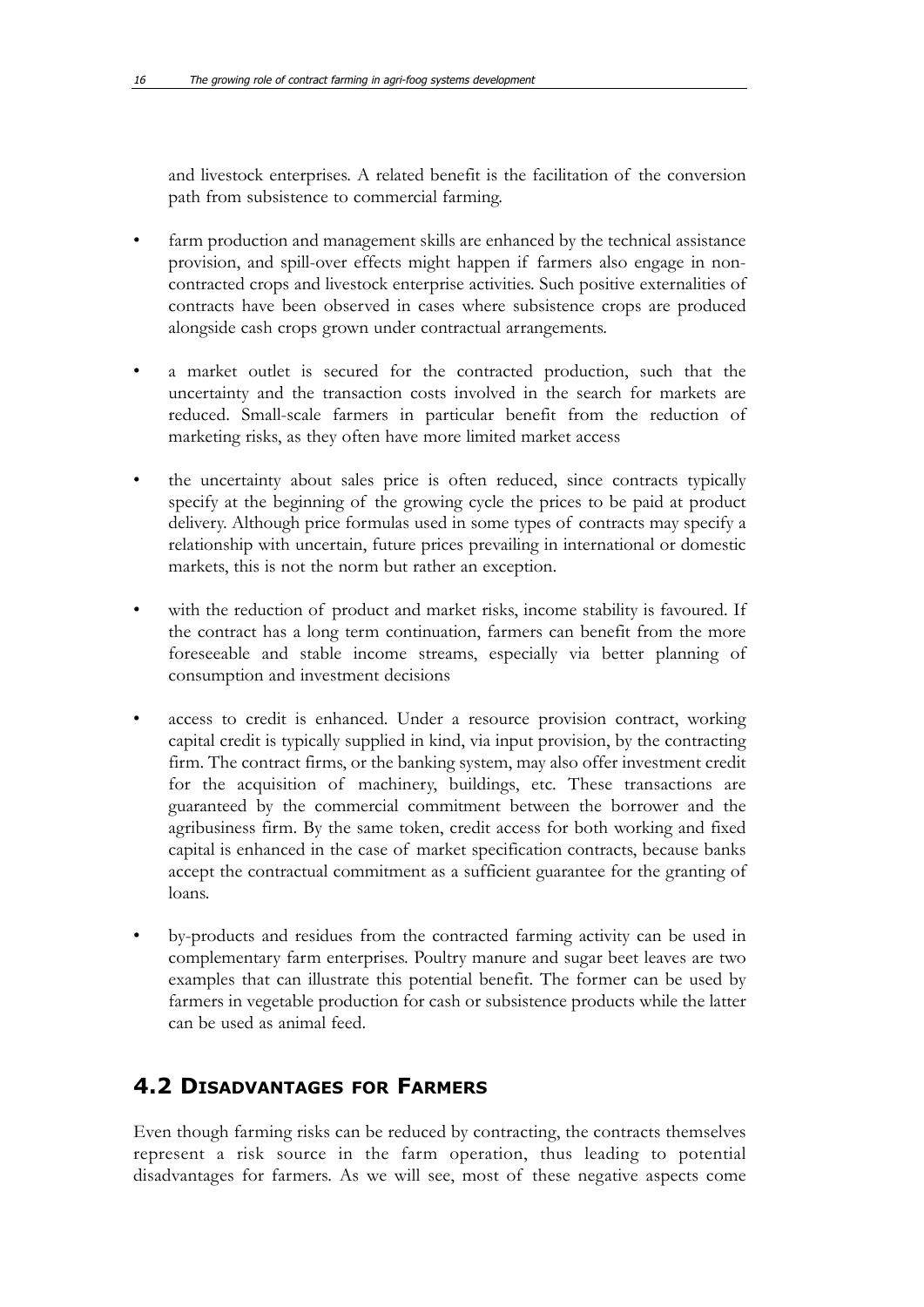and livestock enterprises. A related benefit is the facilitation of the conversion path from subsistence to commercial farming.

- farm production and management skills are enhanced by the technical assistance provision, and spill-over effects might happen if farmers also engage in non-contracted crops and livestock enterprise activities. Such positive externalities of contracts have been observed in cases where subsistence crops are produced alongside cash crops grown under contractual arrangements.

- a market outlet is secured for the contracted production, such that the uncertainty and the transaction costs involved in the search for markets are reduced. Small-scale farmers in particular benefit from the reduction of marketing risks, as they often have more limited market access

- the uncertainty about sales price is often reduced, since contracts typically specify at the beginning of the growing cycle the prices to be paid at product delivery. Although price formulas used in some types of contracts may specify a relationship with uncertain, future prices prevailing in international or domestic markets, this is not the norm but rather an exception.

- with the reduction of product and market risks, income stability is favoured. If the contract has a long term continuation, farmers can benefit from the more foreseeable and stable income streams, especially via better planning of consumption and investment decisions

- access to credit is enhanced. Under a resource provision contract, working capital credit is typically supplied in kind, via input provision, by the contracting firm. The contract firms, or the banking system, may also offer investment credit for the acquisition of machinery, buildings, etc. These transactions are guaranteed by the commercial commitment between the borrower and the agribusiness firm. By the same token, credit access for both working and fixed capital is enhanced in the case of market specification contracts, because banks accept the contractual commitment as a sufficient guarantee for the granting of loans.

- by-products and residues from the contracted farming activity can be used in complementary farm enterprises. Poultry manure and sugar beet leaves are two examples that can illustrate this potential benefit. The former can be used by farmers in vegetable production for cash or subsistence products while the latter can be used as animal feed.

## 4.2 Disadvantages for Farmers

Even though farming risks can be reduced by contracting, the contracts themselves represent a risk source in the farm operation, thus leading to potential disadvantages for farmers. As we will see, most of these negative aspects come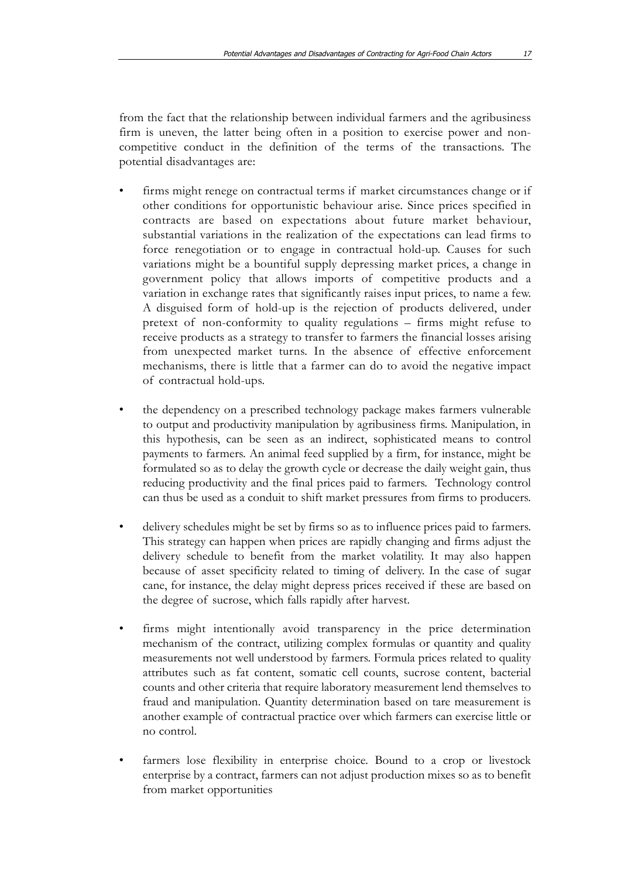from the fact that the relationship between individual farmers and the agribusiness firm is uneven, the latter being often in a position to exercise power and non-competitive conduct in the definition of the terms of the transactions. The potential disadvantages are:

- firms might renege on contractual terms if market circumstances change or if other conditions for opportunistic behaviour arise. Since prices specified in contracts are based on expectations about future market behaviour, substantial variations in the realization of the expectations can lead firms to force renegotiation or to engage in contractual hold-up. Causes for such variations might be a bountiful supply depressing market prices, a change in government policy that allows imports of competitive products and a variation in exchange rates that significantly raises input prices, to name a few. A disguised form of hold-up is the rejection of products delivered, under pretext of non-conformity to quality regulations – firms might refuse to receive products as a strategy to transfer to farmers the financial losses arising from unexpected market turns. In the absence of effective enforcement mechanisms, there is little that a farmer can do to avoid the negative impact of contractual hold-ups.

- the dependency on a prescribed technology package makes farmers vulnerable to output and productivity manipulation by agribusiness firms. Manipulation, in this hypothesis, can be seen as an indirect, sophisticated means to control payments to farmers. An animal feed supplied by a firm, for instance, might be formulated so as to delay the growth cycle or decrease the daily weight gain, thus reducing productivity and the final prices paid to farmers. Technology control can thus be used as a conduit to shift market pressures from firms to producers.

- delivery schedules might be set by firms so as to influence prices paid to farmers. This strategy can happen when prices are rapidly changing and firms adjust the delivery schedule to benefit from the market volatility. It may also happen because of asset specificity related to timing of delivery. In the case of sugar cane, for instance, the delay might depress prices received if these are based on the degree of sucrose, which falls rapidly after harvest.

- firms might intentionally avoid transparency in the price determination mechanism of the contract, utilizing complex formulas or quantity and quality measurements not well understood by farmers. Formula prices related to quality attributes such as fat content, somatic cell counts, sucrose content, bacterial counts and other criteria that require laboratory measurement lend themselves to fraud and manipulation. Quantity determination based on tare measurement is another example of contractual practice over which farmers can exercise little or no control.

- farmers lose flexibility in enterprise choice. Bound to a crop or livestock enterprise by a contract, farmers can not adjust production mixes so as to benefit from market opportunities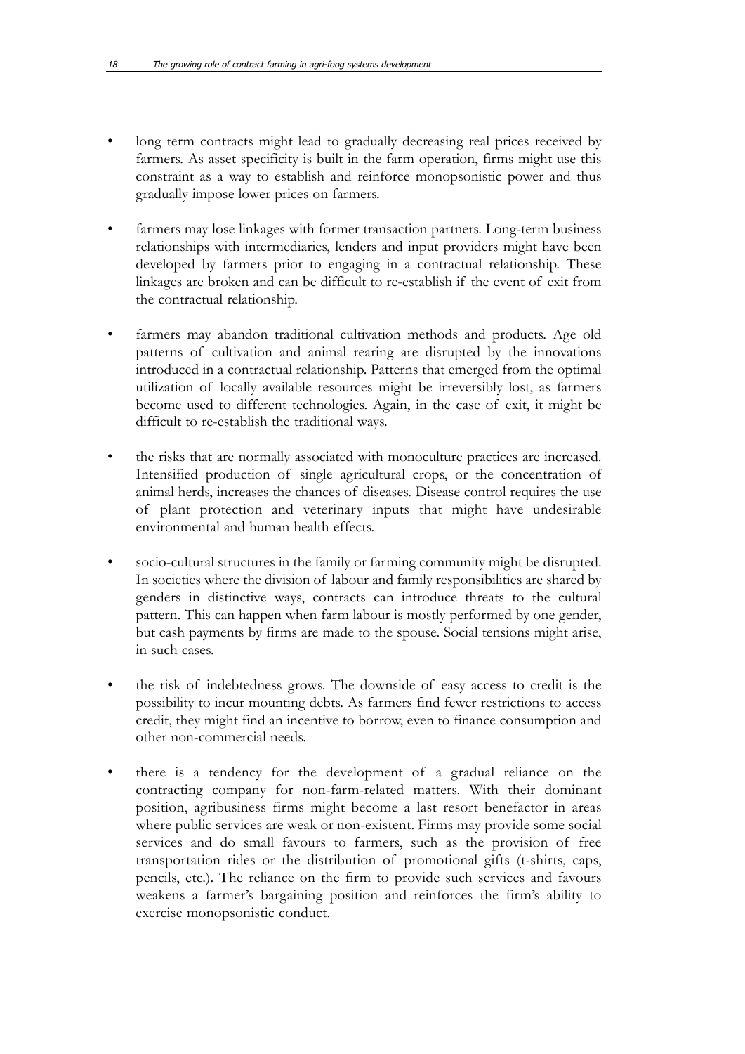- long term contracts might lead to gradually decreasing real prices received by farmers. As asset specificity is built in the farm operation, firms might use this constraint as a way to establish and reinforce monopsonistic power and thus gradually impose lower prices on farmers.

- farmers may lose linkages with former transaction partners. Long-term business relationships with intermediaries, lenders and input providers might have been developed by farmers prior to engaging in a contractual relationship. These linkages are broken and can be difficult to re-establish if the event of exit from the contractual relationship.

- farmers may abandon traditional cultivation methods and products. Age old patterns of cultivation and animal rearing are disrupted by the innovations introduced in a contractual relationship. Patterns that emerged from the optimal utilization of locally available resources might be irreversibly lost, as farmers become used to different technologies. Again, in the case of exit, it might be difficult to re-establish the traditional ways.

- the risks that are normally associated with monoculture practices are increased. Intensified production of single agricultural crops, or the concentration of animal herds, increases the chances of diseases. Disease control requires the use of plant protection and veterinary inputs that might have undesirable environmental and human health effects.

- socio-cultural structures in the family or farming community might be disrupted. In societies where the division of labour and family responsibilities are shared by genders in distinctive ways, contracts can introduce threats to the cultural pattern. This can happen when farm labour is mostly performed by one gender, but cash payments by firms are made to the spouse. Social tensions might arise, in such cases.

- the risk of indebtedness grows. The downside of easy access to credit is the possibility to incur mounting debts. As farmers find fewer restrictions to access credit, they might find an incentive to borrow, even to finance consumption and other non-commercial needs.

- there is a tendency for the development of a gradual reliance on the contracting company for non-farm-related matters. With their dominant position, agribusiness firms might become a last resort benefactor in areas where public services are weak or non-existent. Firms may provide some social services and do small favours to farmers, such as the provision of free transportation rides or the distribution of promotional gifts (t-shirts, caps, pencils, etc.). The reliance on the firm to provide such services and favours weakens a farmer's bargaining position and reinforces the firm's ability to exercise monopsonistic conduct.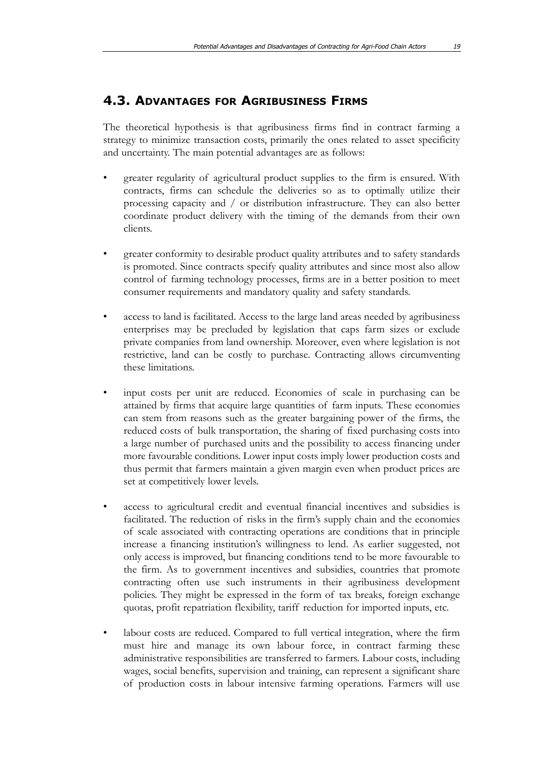## 4.3. Advantages for Agribusiness Firms

The theoretical hypothesis is that agribusiness firms find in contract farming a strategy to minimize transaction costs, primarily the ones related to asset specificity and uncertainty. The main potential advantages are as follows:

- greater regularity of agricultural product supplies to the firm is ensured. With contracts, firms can schedule the deliveries so as to optimally utilize their processing capacity and / or distribution infrastructure. They can also better coordinate product delivery with the timing of the demands from their own clients.

- greater conformity to desirable product quality attributes and to safety standards is promoted. Since contracts specify quality attributes and since most also allow control of farming technology processes, firms are in a better position to meet consumer requirements and mandatory quality and safety standards.

- access to land is facilitated. Access to the large land areas needed by agribusiness enterprises may be precluded by legislation that caps farm sizes or exclude private companies from land ownership. Moreover, even where legislation is not restrictive, land can be costly to purchase. Contracting allows circumventing these limitations.

- input costs per unit are reduced. Economies of scale in purchasing can be attained by firms that acquire large quantities of farm inputs. These economies can stem from reasons such as the greater bargaining power of the firms, the reduced costs of bulk transportation, the sharing of fixed purchasing costs into a large number of purchased units and the possibility to access financing under more favourable conditions. Lower input costs imply lower production costs and thus permit that farmers maintain a given margin even when product prices are set at competitively lower levels.

- access to agricultural credit and eventual financial incentives and subsidies is facilitated. The reduction of risks in the firm's supply chain and the economies of scale associated with contracting operations are conditions that in principle increase a financing institution's willingness to lend. As earlier suggested, not only access is improved, but financing conditions tend to be more favourable to the firm. As to government incentives and subsidies, countries that promote contracting often use such instruments in their agribusiness development policies. They might be expressed in the form of tax breaks, foreign exchange quotas, profit repatriation flexibility, tariff reduction for imported inputs, etc.

- labour costs are reduced. Compared to full vertical integration, where the firm must hire and manage its own labour force, in contract farming these administrative responsibilities are transferred to farmers. Labour costs, including wages, social benefits, supervision and training, can represent a significant share of production costs in labour intensive farming operations. Farmers will use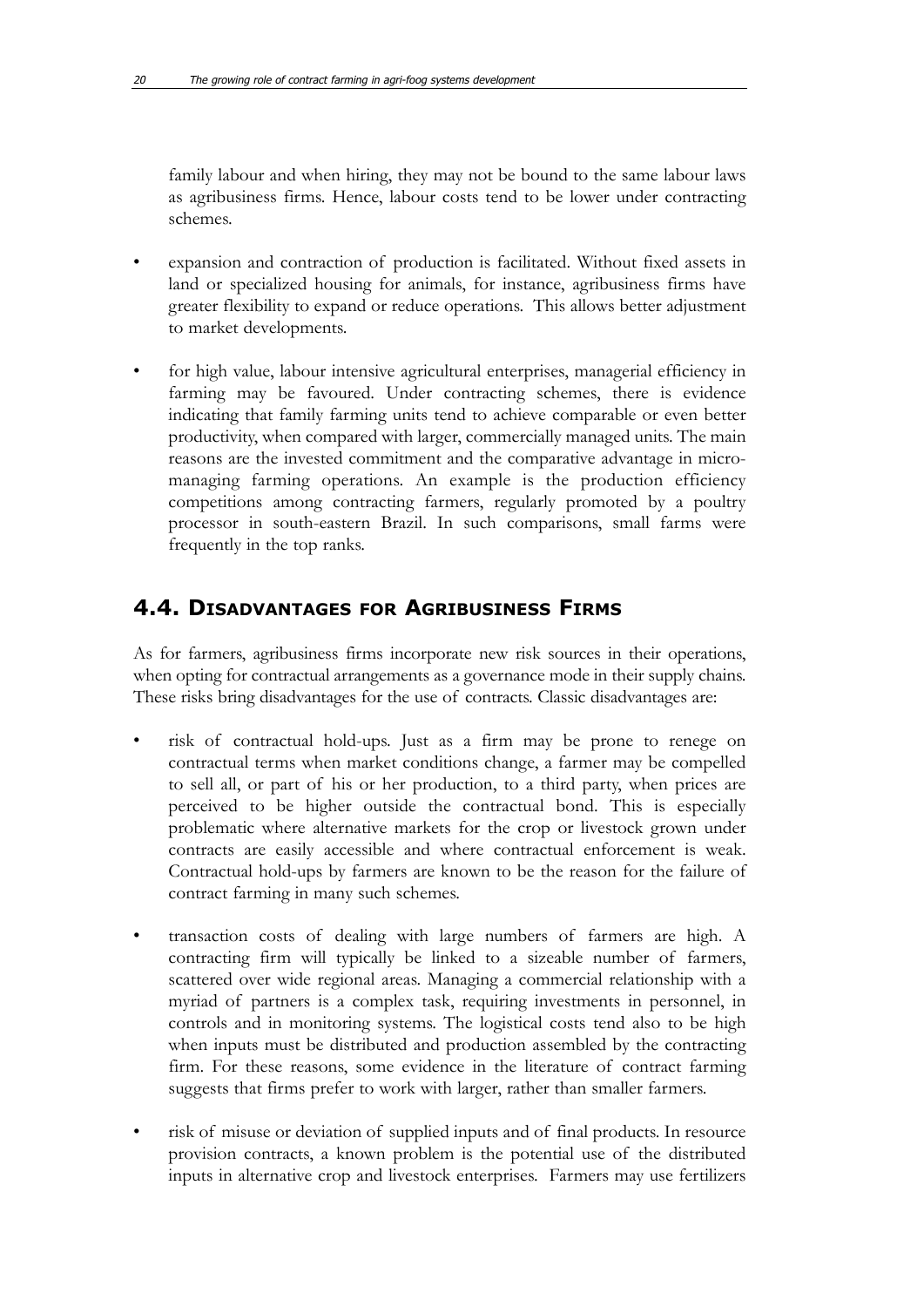family labour and when hiring, they may not be bound to the same labour laws as agribusiness firms. Hence, labour costs tend to be lower under contracting schemes.

- expansion and contraction of production is facilitated. Without fixed assets in land or specialized housing for animals, for instance, agribusiness firms have greater flexibility to expand or reduce operations. This allows better adjustment to market developments.

- for high value, labour intensive agricultural enterprises, managerial efficiency in farming may be favoured. Under contracting schemes, there is evidence indicating that family farming units tend to achieve comparable or even better productivity, when compared with larger, commercially managed units. The main reasons are the invested commitment and the comparative advantage in micro-managing farming operations. An example is the production efficiency competitions among contracting farmers, regularly promoted by a poultry processor in south-eastern Brazil. In such comparisons, small farms were frequently in the top ranks.

## 4.4. Disadvantages for Agribusiness Firms

As for farmers, agribusiness firms incorporate new risk sources in their operations, when opting for contractual arrangements as a governance mode in their supply chains. These risks bring disadvantages for the use of contracts. Classic disadvantages are:

- risk of contractual hold-ups. Just as a firm may be prone to renege on contractual terms when market conditions change, a farmer may be compelled to sell all, or part of his or her production, to a third party, when prices are perceived to be higher outside the contractual bond. This is especially problematic where alternative markets for the crop or livestock grown under contracts are easily accessible and where contractual enforcement is weak. Contractual hold-ups by farmers are known to be the reason for the failure of contract farming in many such schemes.

- transaction costs of dealing with large numbers of farmers are high. A contracting firm will typically be linked to a sizeable number of farmers, scattered over wide regional areas. Managing a commercial relationship with a myriad of partners is a complex task, requiring investments in personnel, in controls and in monitoring systems. The logistical costs tend also to be high when inputs must be distributed and production assembled by the contracting firm. For these reasons, some evidence in the literature of contract farming suggests that firms prefer to work with larger, rather than smaller farmers.

- risk of misuse or deviation of supplied inputs and of final products. In resource provision contracts, a known problem is the potential use of the distributed inputs in alternative crop and livestock enterprises. Farmers may use fertilizers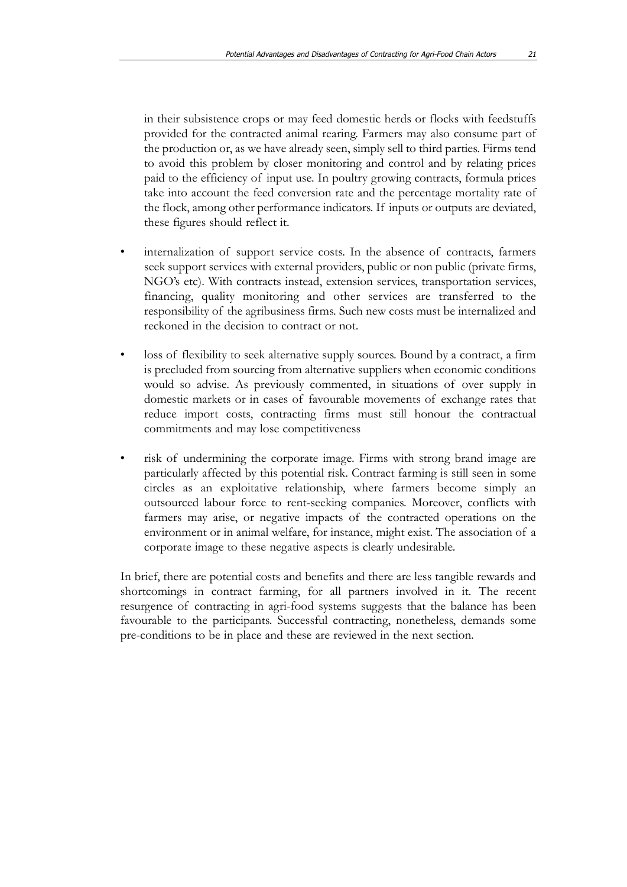in their subsistence crops or may feed domestic herds or flocks with feedstuffs provided for the contracted animal rearing. Farmers may also consume part of the production or, as we have already seen, simply sell to third parties. Firms tend to avoid this problem by closer monitoring and control and by relating prices paid to the efficiency of input use. In poultry growing contracts, formula prices take into account the feed conversion rate and the percentage mortality rate of the flock, among other performance indicators. If inputs or outputs are deviated, these figures should reflect it.

- internalization of support service costs. In the absence of contracts, farmers seek support services with external providers, public or non public (private firms, NGO's etc). With contracts instead, extension services, transportation services, financing, quality monitoring and other services are transferred to the responsibility of the agribusiness firms. Such new costs must be internalized and reckoned in the decision to contract or not.

- loss of flexibility to seek alternative supply sources. Bound by a contract, a firm is precluded from sourcing from alternative suppliers when economic conditions would so advise. As previously commented, in situations of over supply in domestic markets or in cases of favourable movements of exchange rates that reduce import costs, contracting firms must still honour the contractual commitments and may lose competitiveness

- risk of undermining the corporate image. Firms with strong brand image are particularly affected by this potential risk. Contract farming is still seen in some circles as an exploitative relationship, where farmers become simply an outsourced labour force to rent-seeking companies. Moreover, conflicts with farmers may arise, or negative impacts of the contracted operations on the environment or in animal welfare, for instance, might exist. The association of a corporate image to these negative aspects is clearly undesirable.

In brief, there are potential costs and benefits and there are less tangible rewards and shortcomings in contract farming, for all partners involved in it. The recent resurgence of contracting in agri-food systems suggests that the balance has been favourable to the participants. Successful contracting, nonetheless, demands some pre-conditions to be in place and these are reviewed in the next section.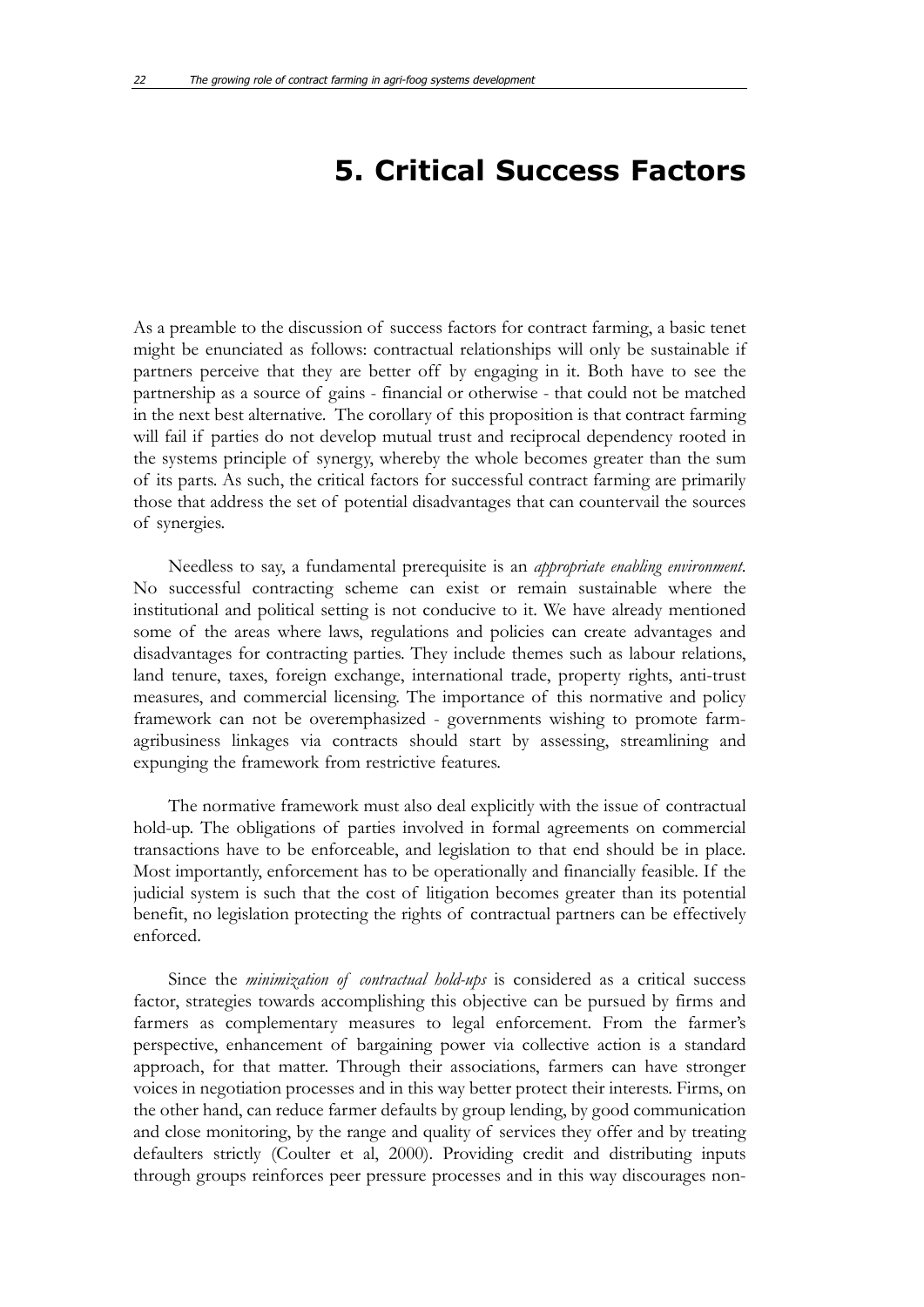# 5. Critical Success Factors

As a preamble to the discussion of success factors for contract farming, a basic tenet might be enunciated as follows: contractual relationships will only be sustainable if partners perceive that they are better off by engaging in it. Both have to see the partnership as a source of gains - financial or otherwise - that could not be matched in the next best alternative. The corollary of this proposition is that contract farming will fail if parties do not develop mutual trust and reciprocal dependency rooted in the systems principle of synergy, whereby the whole becomes greater than the sum of its parts. As such, the critical factors for successful contract farming are primarily those that address the set of potential disadvantages that can countervail the sources of synergies.

Needless to say, a fundamental prerequisite is an *appropriate enabling environment*. No successful contracting scheme can exist or remain sustainable where the institutional and political setting is not conducive to it. We have already mentioned some of the areas where laws, regulations and policies can create advantages and disadvantages for contracting parties. They include themes such as labour relations, land tenure, taxes, foreign exchange, international trade, property rights, anti-trust measures, and commercial licensing. The importance of this normative and policy framework can not be overemphasized - governments wishing to promote farm-agribusiness linkages via contracts should start by assessing, streamlining and expunging the framework from restrictive features.

The normative framework must also deal explicitly with the issue of contractual hold-up. The obligations of parties involved in formal agreements on commercial transactions have to be enforceable, and legislation to that end should be in place. Most importantly, enforcement has to be operationally and financially feasible. If the judicial system is such that the cost of litigation becomes greater than its potential benefit, no legislation protecting the rights of contractual partners can be effectively enforced.

Since the *minimization of contractual hold-ups* is considered as a critical success factor, strategies towards accomplishing this objective can be pursued by firms and farmers as complementary measures to legal enforcement. From the farmer's perspective, enhancement of bargaining power via collective action is a standard approach, for that matter. Through their associations, farmers can have stronger voices in negotiation processes and in this way better protect their interests. Firms, on the other hand, can reduce farmer defaults by group lending, by good communication and close monitoring, by the range and quality of services they offer and by treating defaulters strictly (Coulter et al, 2000). Providing credit and distributing inputs through groups reinforces peer pressure processes and in this way discourages non-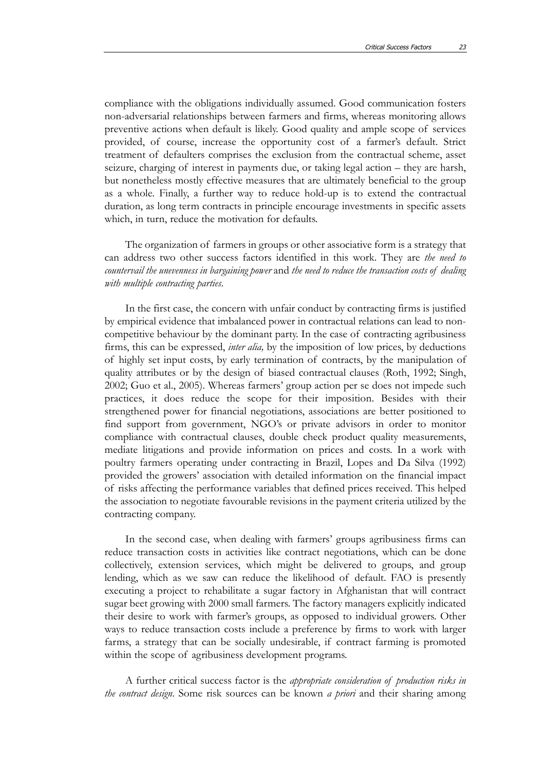compliance with the obligations individually assumed. Good communication fosters non-adversarial relationships between farmers and firms, whereas monitoring allows preventive actions when default is likely. Good quality and ample scope of services provided, of course, increase the opportunity cost of a farmer's default. Strict treatment of defaulters comprises the exclusion from the contractual scheme, asset seizure, charging of interest in payments due, or taking legal action – they are harsh, but nonetheless mostly effective measures that are ultimately beneficial to the group as a whole. Finally, a further way to reduce hold-up is to extend the contractual duration, as long term contracts in principle encourage investments in specific assets which, in turn, reduce the motivation for defaults.

The organization of farmers in groups or other associative form is a strategy that can address two other success factors identified in this work. They are *the need to countervail the unevenness in bargaining power* and *the need to reduce the transaction costs of dealing with multiple contracting parties*.

In the first case, the concern with unfair conduct by contracting firms is justified by empirical evidence that imbalanced power in contractual relations can lead to non-competitive behaviour by the dominant party. In the case of contracting agribusiness firms, this can be expressed, *inter alia,* by the imposition of low prices, by deductions of highly set input costs, by early termination of contracts, by the manipulation of quality attributes or by the design of biased contractual clauses (Roth, 1992; Singh, 2002; Guo et al., 2005). Whereas farmers' group action per se does not impede such practices, it does reduce the scope for their imposition. Besides with their strengthened power for financial negotiations, associations are better positioned to find support from government, NGO's or private advisors in order to monitor compliance with contractual clauses, double check product quality measurements, mediate litigations and provide information on prices and costs. In a work with poultry farmers operating under contracting in Brazil, Lopes and Da Silva (1992) provided the growers' association with detailed information on the financial impact of risks affecting the performance variables that defined prices received. This helped the association to negotiate favourable revisions in the payment criteria utilized by the contracting company.

In the second case, when dealing with farmers' groups agribusiness firms can reduce transaction costs in activities like contract negotiations, which can be done collectively, extension services, which might be delivered to groups, and group lending, which as we saw can reduce the likelihood of default. FAO is presently executing a project to rehabilitate a sugar factory in Afghanistan that will contract sugar beet growing with 2000 small farmers. The factory managers explicitly indicated their desire to work with farmer's groups, as opposed to individual growers. Other ways to reduce transaction costs include a preference by firms to work with larger farms, a strategy that can be socially undesirable, if contract farming is promoted within the scope of agribusiness development programs.

A further critical success factor is the *appropriate consideration of production risks in the contract design*. Some risk sources can be known *a priori* and their sharing among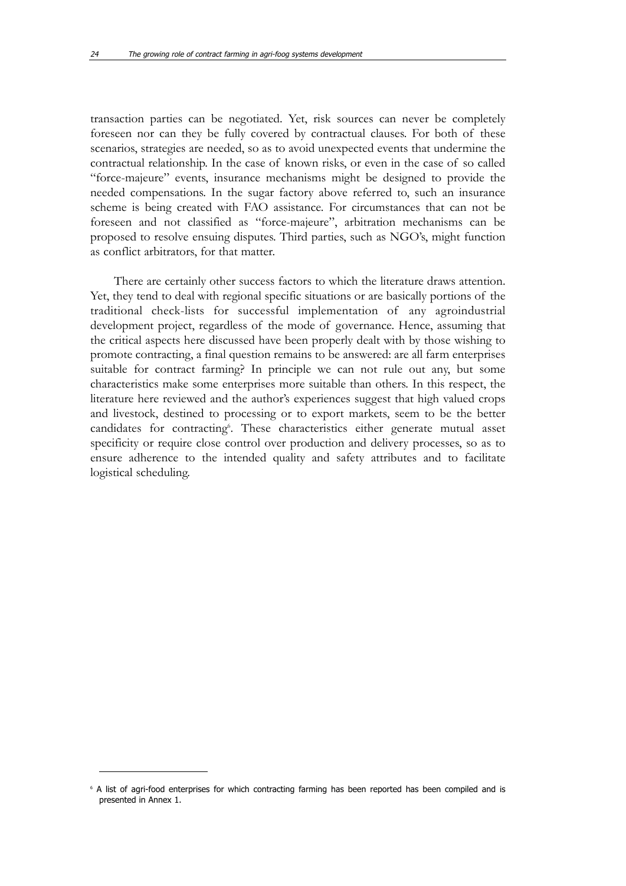transaction parties can be negotiated. Yet, risk sources can never be completely foreseen nor can they be fully covered by contractual clauses. For both of these scenarios, strategies are needed, so as to avoid unexpected events that undermine the contractual relationship. In the case of known risks, or even in the case of so called "force-majeure" events, insurance mechanisms might be designed to provide the needed compensations. In the sugar factory above referred to, such an insurance scheme is being created with FAO assistance. For circumstances that can not be foreseen and not classified as "force-majeure", arbitration mechanisms can be proposed to resolve ensuing disputes. Third parties, such as NGO's, might function as conflict arbitrators, for that matter.

There are certainly other success factors to which the literature draws attention. Yet, they tend to deal with regional specific situations or are basically portions of the traditional check-lists for successful implementation of any agroindustrial development project, regardless of the mode of governance. Hence, assuming that the critical aspects here discussed have been properly dealt with by those wishing to promote contracting, a final question remains to be answered: are all farm enterprises suitable for contract farming? In principle we can not rule out any, but some characteristics make some enterprises more suitable than others. In this respect, the literature here reviewed and the author's experiences suggest that high valued crops and livestock, destined to processing or to export markets, seem to be the better candidates for contracting[6]. These characteristics either generate mutual asset specificity or require close control over production and delivery processes, so as to ensure adherence to the intended quality and safety attributes and to facilitate logistical scheduling.

---

[6] A list of agri-food enterprises for which contracting farming has been reported has been compiled and is presented in Annex 1.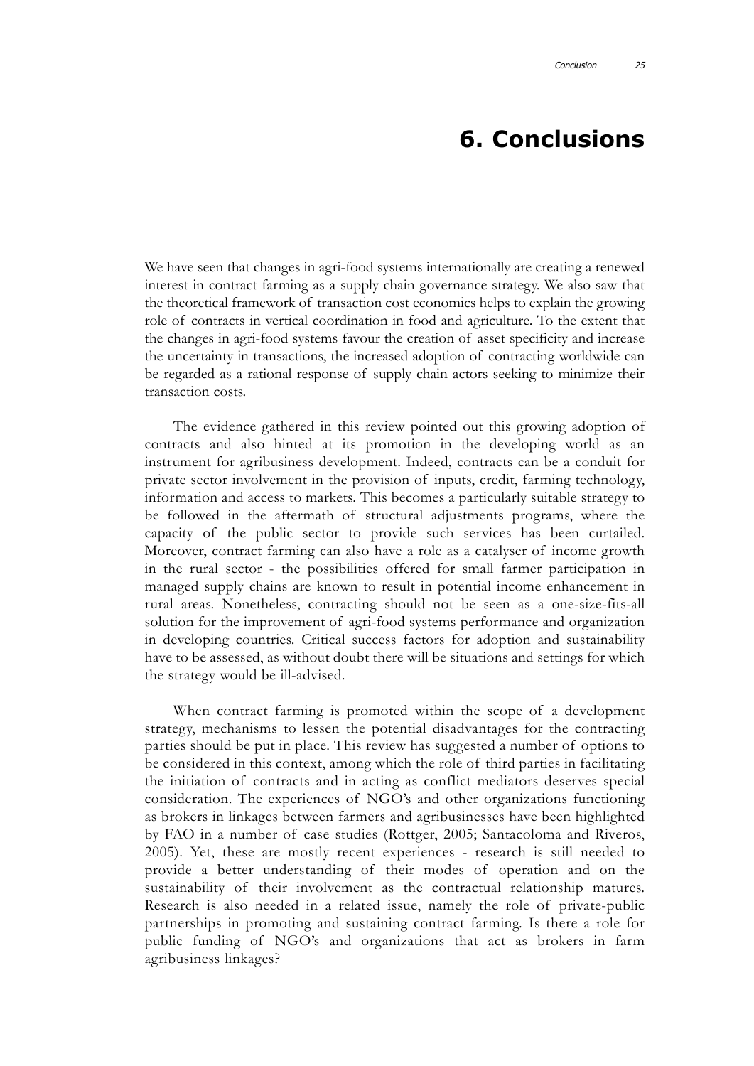# 6. Conclusions

We have seen that changes in agri-food systems internationally are creating a renewed interest in contract farming as a supply chain governance strategy. We also saw that the theoretical framework of transaction cost economics helps to explain the growing role of contracts in vertical coordination in food and agriculture. To the extent that the changes in agri-food systems favour the creation of asset specificity and increase the uncertainty in transactions, the increased adoption of contracting worldwide can be regarded as a rational response of supply chain actors seeking to minimize their transaction costs.

The evidence gathered in this review pointed out this growing adoption of contracts and also hinted at its promotion in the developing world as an instrument for agribusiness development. Indeed, contracts can be a conduit for private sector involvement in the provision of inputs, credit, farming technology, information and access to markets. This becomes a particularly suitable strategy to be followed in the aftermath of structural adjustments programs, where the capacity of the public sector to provide such services has been curtailed. Moreover, contract farming can also have a role as a catalyser of income growth in the rural sector - the possibilities offered for small farmer participation in managed supply chains are known to result in potential income enhancement in rural areas. Nonetheless, contracting should not be seen as a one-size-fits-all solution for the improvement of agri-food systems performance and organization in developing countries. Critical success factors for adoption and sustainability have to be assessed, as without doubt there will be situations and settings for which the strategy would be ill-advised.

When contract farming is promoted within the scope of a development strategy, mechanisms to lessen the potential disadvantages for the contracting parties should be put in place. This review has suggested a number of options to be considered in this context, among which the role of third parties in facilitating the initiation of contracts and in acting as conflict mediators deserves special consideration. The experiences of NGO's and other organizations functioning as brokers in linkages between farmers and agribusinesses have been highlighted by FAO in a number of case studies (Rottger, 2005; Santacoloma and Riveros, 2005). Yet, these are mostly recent experiences - research is still needed to provide a better understanding of their modes of operation and on the sustainability of their involvement as the contractual relationship matures. Research is also needed in a related issue, namely the role of private-public partnerships in promoting and sustaining contract farming. Is there a role for public funding of NGO's and organizations that act as brokers in farm agribusiness linkages?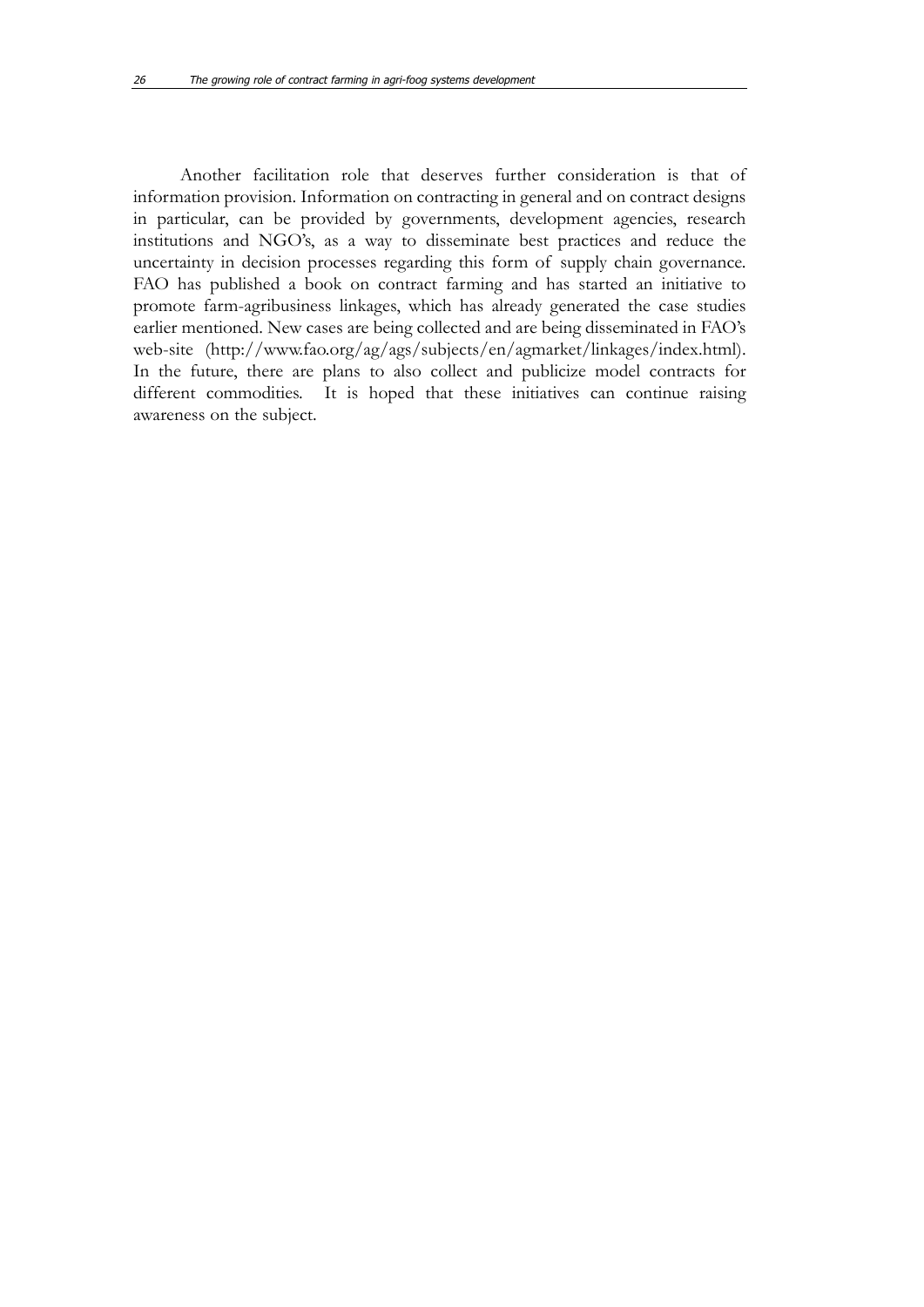Another facilitation role that deserves further consideration is that of information provision. Information on contracting in general and on contract designs in particular, can be provided by governments, development agencies, research institutions and NGO's, as a way to disseminate best practices and reduce the uncertainty in decision processes regarding this form of supply chain governance. FAO has published a book on contract farming and has started an initiative to promote farm-agribusiness linkages, which has already generated the case studies earlier mentioned. New cases are being collected and are being disseminated in FAO's web-site (http://www.fao.org/ag/ags/subjects/en/agmarket/linkages/index.html). In the future, there are plans to also collect and publicize model contracts for different commodities. It is hoped that these initiatives can continue raising awareness on the subject.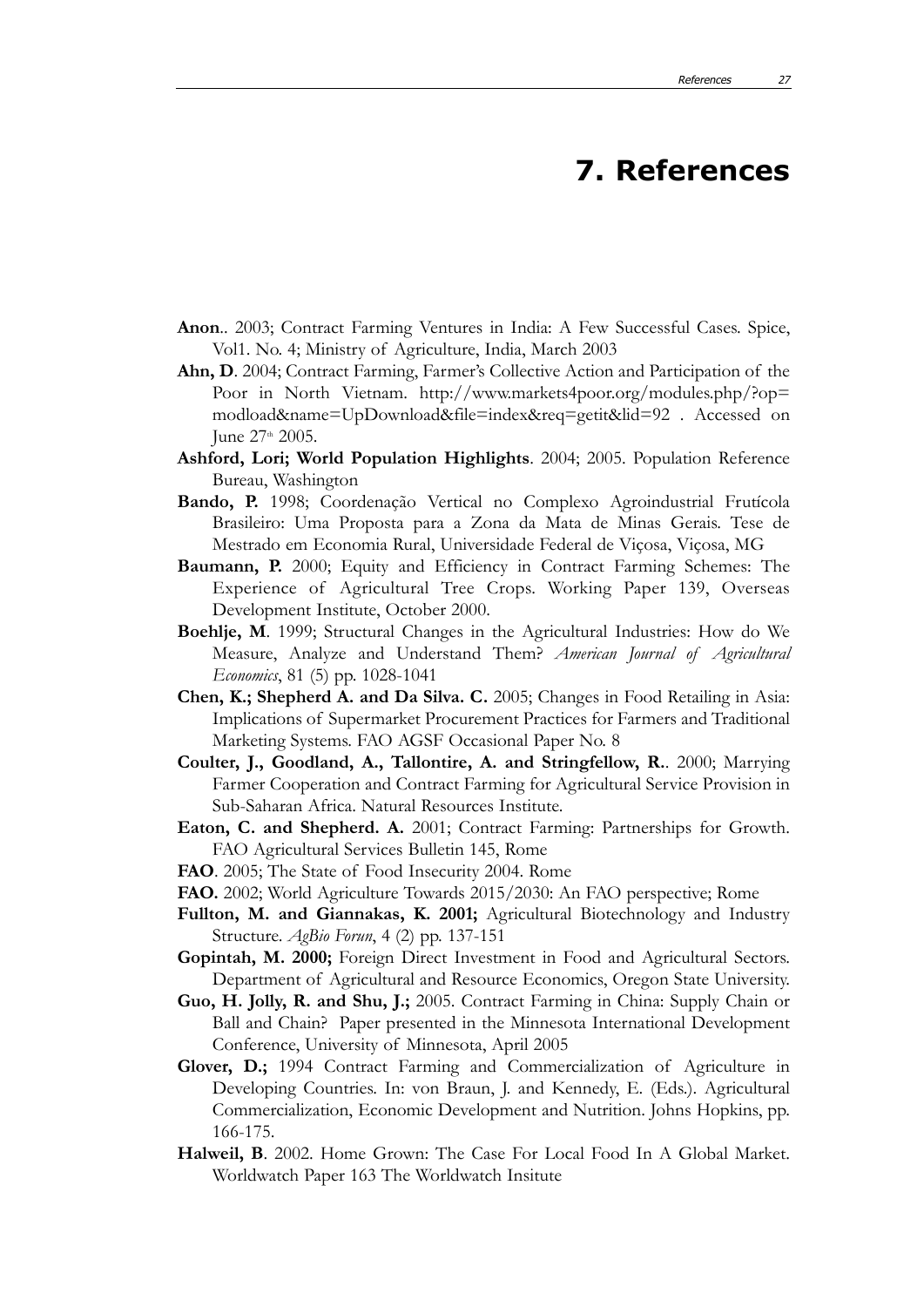# 7. References

**Anon**.. 2003; Contract Farming Ventures in India: A Few Successful Cases. Spice, Vol1. No. 4; Ministry of Agriculture, India, March 2003

**Ahn, D**. 2004; Contract Farming, Farmer's Collective Action and Participation of the Poor in North Vietnam. http://www.markets4poor.org/modules.php/?op=modload&name=UpDownload&file=index&req=getit&lid=92 . Accessed on June 27th 2005.

**Ashford, Lori; World Population Highlights**. 2004; 2005. Population Reference Bureau, Washington

**Bando, P.** 1998; Coordenação Vertical no Complexo Agroindustrial Frutícola Brasileiro: Uma Proposta para a Zona da Mata de Minas Gerais. Tese de Mestrado em Economia Rural, Universidade Federal de Viçosa, Viçosa, MG

**Baumann, P.** 2000; Equity and Efficiency in Contract Farming Schemes: The Experience of Agricultural Tree Crops. Working Paper 139, Overseas Development Institute, October 2000.

**Boehlje, M**. 1999; Structural Changes in the Agricultural Industries: How do We Measure, Analyze and Understand Them? *American Journal of Agricultural Economics*, 81 (5) pp. 1028-1041

**Chen, K.; Shepherd A. and Da Silva. C.** 2005; Changes in Food Retailing in Asia: Implications of Supermarket Procurement Practices for Farmers and Traditional Marketing Systems. FAO AGSF Occasional Paper No. 8

**Coulter, J., Goodland, A., Tallontire, A. and Stringfellow, R.**. 2000; Marrying Farmer Cooperation and Contract Farming for Agricultural Service Provision in Sub-Saharan Africa. Natural Resources Institute.

**Eaton, C. and Shepherd. A.** 2001; Contract Farming: Partnerships for Growth. FAO Agricultural Services Bulletin 145, Rome

**FAO**. 2005; The State of Food Insecurity 2004. Rome

**FAO.** 2002; World Agriculture Towards 2015/2030: An FAO perspective; Rome

**Fullton, M. and Giannakas, K. 2001;** Agricultural Biotechnology and Industry Structure. *AgBio Forun*, 4 (2) pp. 137-151

**Gopintah, M. 2000;** Foreign Direct Investment in Food and Agricultural Sectors. Department of Agricultural and Resource Economics, Oregon State University.

**Guo, H. Jolly, R. and Shu, J.;** 2005. Contract Farming in China: Supply Chain or Ball and Chain? Paper presented in the Minnesota International Development Conference, University of Minnesota, April 2005

**Glover, D.;** 1994 Contract Farming and Commercialization of Agriculture in Developing Countries. In: von Braun, J. and Kennedy, E. (Eds.). Agricultural Commercialization, Economic Development and Nutrition. Johns Hopkins, pp. 166-175.

**Halweil, B**. 2002. Home Grown: The Case For Local Food In A Global Market. Worldwatch Paper 163 The Worldwatch Insitute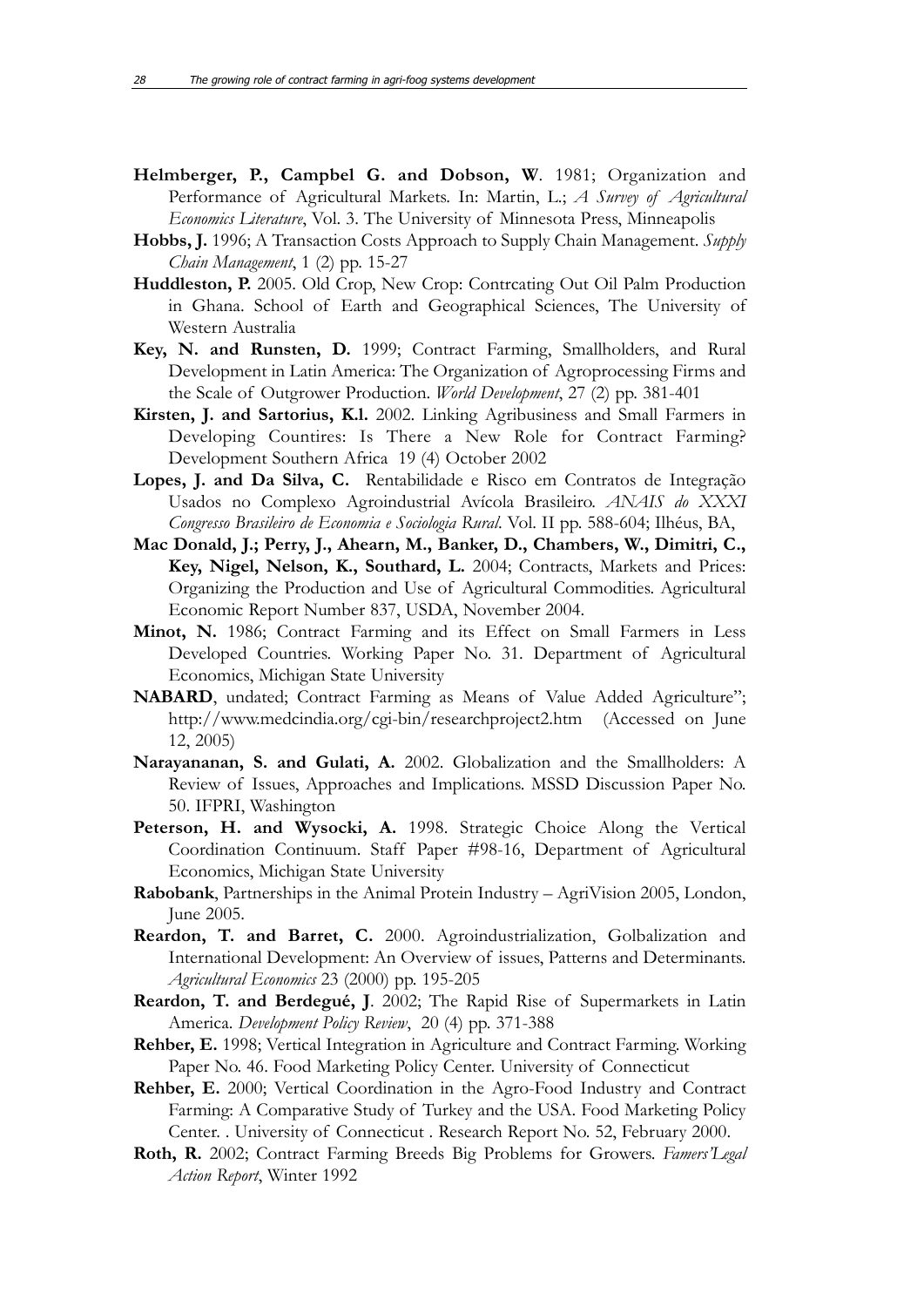**Helmberger, P., Campbel G. and Dobson, W**. 1981; Organization and Performance of Agricultural Markets. In: Martin, L.; *A Survey of Agricultural Economics Literature*, Vol. 3. The University of Minnesota Press, Minneapolis

**Hobbs, J.** 1996; A Transaction Costs Approach to Supply Chain Management. *Supply Chain Management*, 1 (2) pp. 15-27

**Huddleston, P.** 2005. Old Crop, New Crop: Contrcating Out Oil Palm Production in Ghana. School of Earth and Geographical Sciences, The University of Western Australia

**Key, N. and Runsten, D.** 1999; Contract Farming, Smallholders, and Rural Development in Latin America: The Organization of Agroprocessing Firms and the Scale of Outgrower Production. *World Development*, 27 (2) pp. 381-401

**Kirsten, J. and Sartorius, K.l.** 2002. Linking Agribusiness and Small Farmers in Developing Countires: Is There a New Role for Contract Farming? Development Southern Africa 19 (4) October 2002

**Lopes, J. and Da Silva, C.** Rentabilidade e Risco em Contratos de Integração Usados no Complexo Agroindustrial Avícola Brasileiro. *ANAIS do XXXI Congresso Brasileiro de Economia e Sociologia Rural*. Vol. II pp. 588-604; Ilhéus, BA,

**Mac Donald, J.; Perry, J., Ahearn, M., Banker, D., Chambers, W., Dimitri, C., Key, Nigel, Nelson, K., Southard, L.** 2004; Contracts, Markets and Prices: Organizing the Production and Use of Agricultural Commodities. Agricultural Economic Report Number 837, USDA, November 2004.

**Minot, N.** 1986; Contract Farming and its Effect on Small Farmers in Less Developed Countries. Working Paper No. 31. Department of Agricultural Economics, Michigan State University

**NABARD**, undated; Contract Farming as Means of Value Added Agriculture"; http://www.medcindia.org/cgi-bin/researchproject2.htm (Accessed on June 12, 2005)

**Narayananan, S. and Gulati, A.** 2002. Globalization and the Smallholders: A Review of Issues, Approaches and Implications. MSSD Discussion Paper No. 50. IFPRI, Washington

**Peterson, H. and Wysocki, A.** 1998. Strategic Choice Along the Vertical Coordination Continuum. Staff Paper #98-16, Department of Agricultural Economics, Michigan State University

**Rabobank**, Partnerships in the Animal Protein Industry – AgriVision 2005, London, June 2005.

**Reardon, T. and Barret, C.** 2000. Agroindustrialization, Golbalization and International Development: An Overview of issues, Patterns and Determinants. *Agricultural Economics* 23 (2000) pp. 195-205

**Reardon, T. and Berdegué, J**. 2002; The Rapid Rise of Supermarkets in Latin America. *Development Policy Review*, 20 (4) pp. 371-388

**Rehber, E.** 1998; Vertical Integration in Agriculture and Contract Farming. Working Paper No. 46. Food Marketing Policy Center. University of Connecticut

**Rehber, E.** 2000; Vertical Coordination in the Agro-Food Industry and Contract Farming: A Comparative Study of Turkey and the USA. Food Marketing Policy Center. . University of Connecticut . Research Report No. 52, February 2000.

**Roth, R.** 2002; Contract Farming Breeds Big Problems for Growers. *Famers'Legal Action Report*, Winter 1992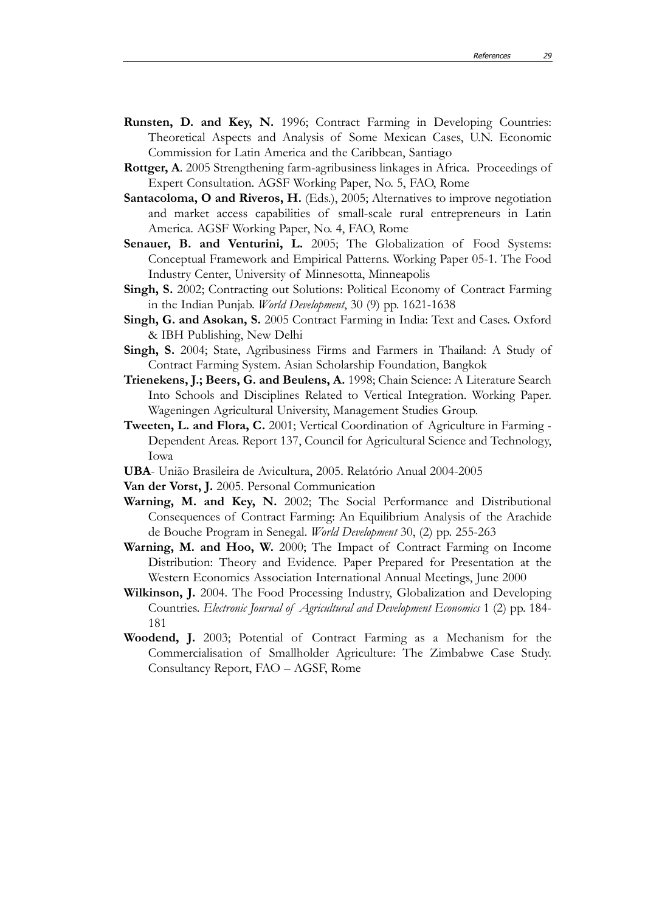**Runsten, D. and Key, N.** 1996; Contract Farming in Developing Countries: Theoretical Aspects and Analysis of Some Mexican Cases, U.N. Economic Commission for Latin America and the Caribbean, Santiago

**Rottger, A**. 2005 Strengthening farm-agribusiness linkages in Africa. Proceedings of Expert Consultation. AGSF Working Paper, No. 5, FAO, Rome

**Santacoloma, O and Riveros, H.** (Eds.), 2005; Alternatives to improve negotiation and market access capabilities of small-scale rural entrepreneurs in Latin America. AGSF Working Paper, No. 4, FAO, Rome

**Senauer, B. and Venturini, L.** 2005; The Globalization of Food Systems: Conceptual Framework and Empirical Patterns. Working Paper 05-1. The Food Industry Center, University of Minnesotta, Minneapolis

**Singh, S.** 2002; Contracting out Solutions: Political Economy of Contract Farming in the Indian Punjab. *World Development*, 30 (9) pp. 1621-1638

**Singh, G. and Asokan, S.** 2005 Contract Farming in India: Text and Cases. Oxford & IBH Publishing, New Delhi

**Singh, S.** 2004; State, Agribusiness Firms and Farmers in Thailand: A Study of Contract Farming System. Asian Scholarship Foundation, Bangkok

**Trienekens, J.; Beers, G. and Beulens, A.** 1998; Chain Science: A Literature Search Into Schools and Disciplines Related to Vertical Integration. Working Paper. Wageningen Agricultural University, Management Studies Group.

**Tweeten, L. and Flora, C.** 2001; Vertical Coordination of Agriculture in Farming - Dependent Areas. Report 137, Council for Agricultural Science and Technology, Iowa

**UBA**- União Brasileira de Avicultura, 2005. Relatório Anual 2004-2005

**Van der Vorst, J.** 2005. Personal Communication

**Warning, M. and Key, N.** 2002; The Social Performance and Distributional Consequences of Contract Farming: An Equilibrium Analysis of the Arachide de Bouche Program in Senegal. *World Development* 30, (2) pp. 255-263

**Warning, M. and Hoo, W.** 2000; The Impact of Contract Farming on Income Distribution: Theory and Evidence. Paper Prepared for Presentation at the Western Economics Association International Annual Meetings, June 2000

**Wilkinson, J.** 2004. The Food Processing Industry, Globalization and Developing Countries. *Electronic Journal of Agricultural and Development Economics* 1 (2) pp. 184-181

**Woodend, J.** 2003; Potential of Contract Farming as a Mechanism for the Commercialisation of Smallholder Agriculture: The Zimbabwe Case Study. Consultancy Report, FAO – AGSF, Rome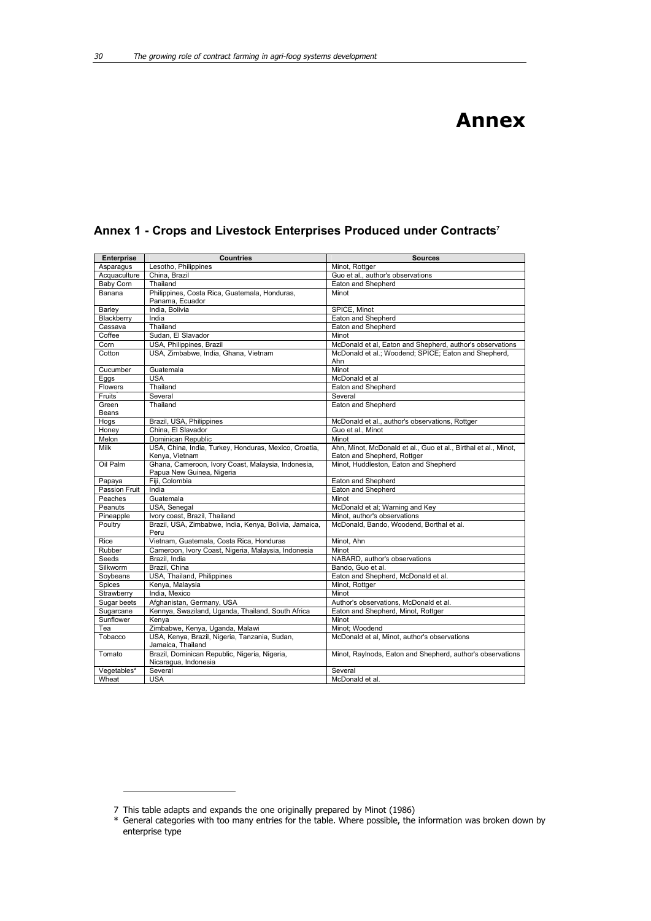# Annex

## Annex 1 - Crops and Livestock Enterprises Produced under Contracts[7]

| Enterprise | Countries | Sources |
|---|---|---|
| Asparagus | Lesotho, Philippines | Minot, Rottger |
| Acquaculture | China, Brazil | Guo et al., author's observations |
| Baby Corn | Thailand | Eaton and Shepherd |
| Banana | Philippines, Costa Rica, Guatemala, Honduras, Panama, Ecuador | Minot |
| Barley | India, Bolivia | SPICE, Minot |
| Blackberry | India | Eaton and Shepherd |
| Cassava | Thailand | Eaton and Shepherd |
| Coffee | Sudan, El Slavador | Minot |
| Corn | USA, Philippines, Brazil | McDonald et al, Eaton and Shepherd, author's observations |
| Cotton | USA, Zimbabwe, India, Ghana, Vietnam | McDonald et al.; Woodend; SPICE; Eaton and Shepherd, Ahn |
| Cucumber | Guatemala | Minot |
| Eggs | USA | McDonald et al |
| Flowers | Thailand | Eaton and Shepherd |
| Fruits | Several | Several |
| Green Beans | Thailand | Eaton and Shepherd |
| Hogs | Brazil, USA, Philippines | McDonald et al., author's observations, Rottger |
| Honey | China, El Slavador | Guo et al., Minot |
| Melon | Dominican Republic | Minot |
| Milk | USA, China, India, Turkey, Honduras, Mexico, Croatia, Kenya, Vietnam | Ahn, Minot, McDonald et al., Guo et al., Birthal et al., Minot, Eaton and Shepherd, Rottger |
| Oil Palm | Ghana, Cameroon, Ivory Coast, Malaysia, Indonesia, Papua New Guinea, Nigeria | Minot, Huddleston, Eaton and Shepherd |
| Papaya | Fiji, Colombia | Eaton and Shepherd |
| Passion Fruit | India | Eaton and Shepherd |
| Peaches | Guatemala | Minot |
| Peanuts | USA, Senegal | McDonald et al; Warning and Key |
| Pineapple | Ivory coast, Brazil, Thailand | Minot, author's observations |
| Poultry | Brazil, USA, Zimbabwe, India, Kenya, Bolivia, Jamaica, Peru | McDonald, Bando, Woodend, Borthal et al. |
| Rice | Vietnam, Guatemala, Costa Rica, Honduras | Minot, Ahn |
| Rubber | Cameroon, Ivory Coast, Nigeria, Malaysia, Indonesia | Minot |
| Seeds | Brazil, India | NABARD, author's observations |
| Silkworm | Brazil, China | Bando, Guo et al. |
| Soybeans | USA, Thailand, Philippines | Eaton and Shepherd, McDonald et al. |
| Spices | Kenya, Malaysia | Minot, Rottger |
| Strawberry | India, Mexico | Minot |
| Sugar beets | Afghanistan, Germany, USA | Author's observations, McDonald et al. |
| Sugarcane | Kennya, Swaziland, Uganda, Thailand, South Africa | Eaton and Shepherd, Minot, Rottger |
| Sunflower | Kenya | Minot |
| Tea | Zimbabwe, Kenya, Uganda, Malawi | Minot; Woodend |
| Tobacco | USA, Kenya, Brazil, Nigeria, Tanzania, Sudan, Jamaica, Thailand | McDonald et al, Minot, author's observations |
| Tomato | Brazil, Dominican Republic, Nigeria, Nigeria, Nicaragua, Indonesia | Minot, Raylnods, Eaton and Shepherd, author's observations |
| Vegetables* | Several | Several |
| Wheat | USA | McDonald et al. |

7 This table adapts and expands the one originally prepared by Minot (1986)

\* General categories with too many entries for the table. Where possible, the information was broken down by enterprise type